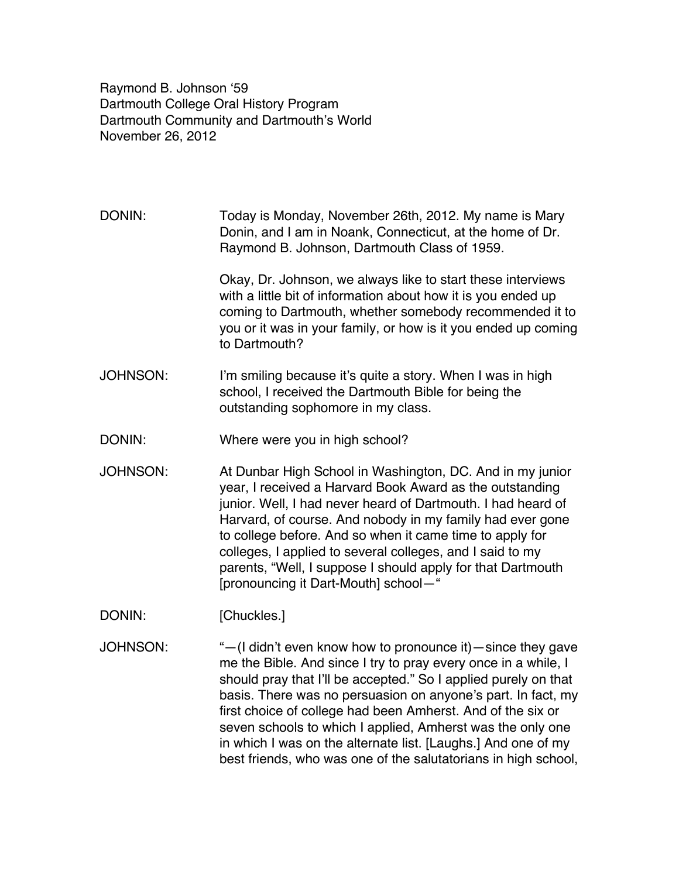Raymond B. Johnson '59
Dartmouth College Oral History Program
Dartmouth Community and Dartmouth's World
November 26, 2012

DONIN: Today is Monday, November 26th, 2012. My name is Mary Donin, and I am in Noank, Connecticut, at the home of Dr. Raymond B. Johnson, Dartmouth Class of 1959.

Okay, Dr. Johnson, we always like to start these interviews with a little bit of information about how it is you ended up coming to Dartmouth, whether somebody recommended it to you or it was in your family, or how is it you ended up coming to Dartmouth?

JOHNSON: I'm smiling because it's quite a story. When I was in high school, I received the Dartmouth Bible for being the outstanding sophomore in my class.

DONIN: Where were you in high school?

JOHNSON: At Dunbar High School in Washington, DC. And in my junior year, I received a Harvard Book Award as the outstanding junior. Well, I had never heard of Dartmouth. I had heard of Harvard, of course. And nobody in my family had ever gone to college before. And so when it came time to apply for colleges, I applied to several colleges, and I said to my parents, "Well, I suppose I should apply for that Dartmouth [pronouncing it Dart-Mouth] school—"

DONIN: [Chuckles.]

JOHNSON: "—(I didn't even know how to pronounce it)—since they gave me the Bible. And since I try to pray every once in a while, I should pray that I'll be accepted." So I applied purely on that basis. There was no persuasion on anyone's part. In fact, my first choice of college had been Amherst. And of the six or seven schools to which I applied, Amherst was the only one in which I was on the alternate list. [Laughs.] And one of my best friends, who was one of the salutatorians in high school,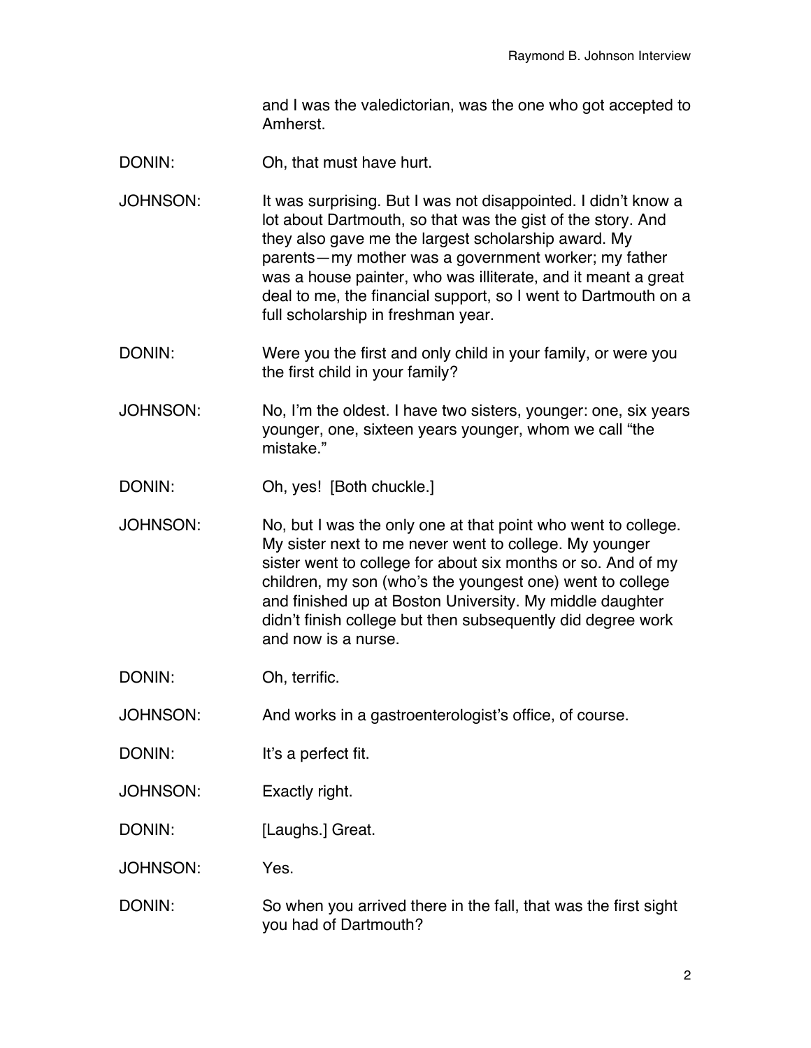and I was the valedictorian, was the one who got accepted to Amherst.

DONIN: Oh, that must have hurt.

JOHNSON: It was surprising. But I was not disappointed. I didn't know a lot about Dartmouth, so that was the gist of the story. And they also gave me the largest scholarship award. My parents—my mother was a government worker; my father was a house painter, who was illiterate, and it meant a great deal to me, the financial support, so I went to Dartmouth on a full scholarship in freshman year.

DONIN: Were you the first and only child in your family, or were you the first child in your family?

JOHNSON: No, I'm the oldest. I have two sisters, younger: one, six years younger, one, sixteen years younger, whom we call "the mistake."

DONIN: Oh, yes! [Both chuckle.]

JOHNSON: No, but I was the only one at that point who went to college. My sister next to me never went to college. My younger sister went to college for about six months or so. And of my children, my son (who's the youngest one) went to college and finished up at Boston University. My middle daughter didn't finish college but then subsequently did degree work and now is a nurse.

DONIN: Oh, terrific.

JOHNSON: And works in a gastroenterologist's office, of course.

DONIN: It's a perfect fit.

JOHNSON: Exactly right.

DONIN: [Laughs.] Great.

JOHNSON: Yes.

DONIN: So when you arrived there in the fall, that was the first sight you had of Dartmouth?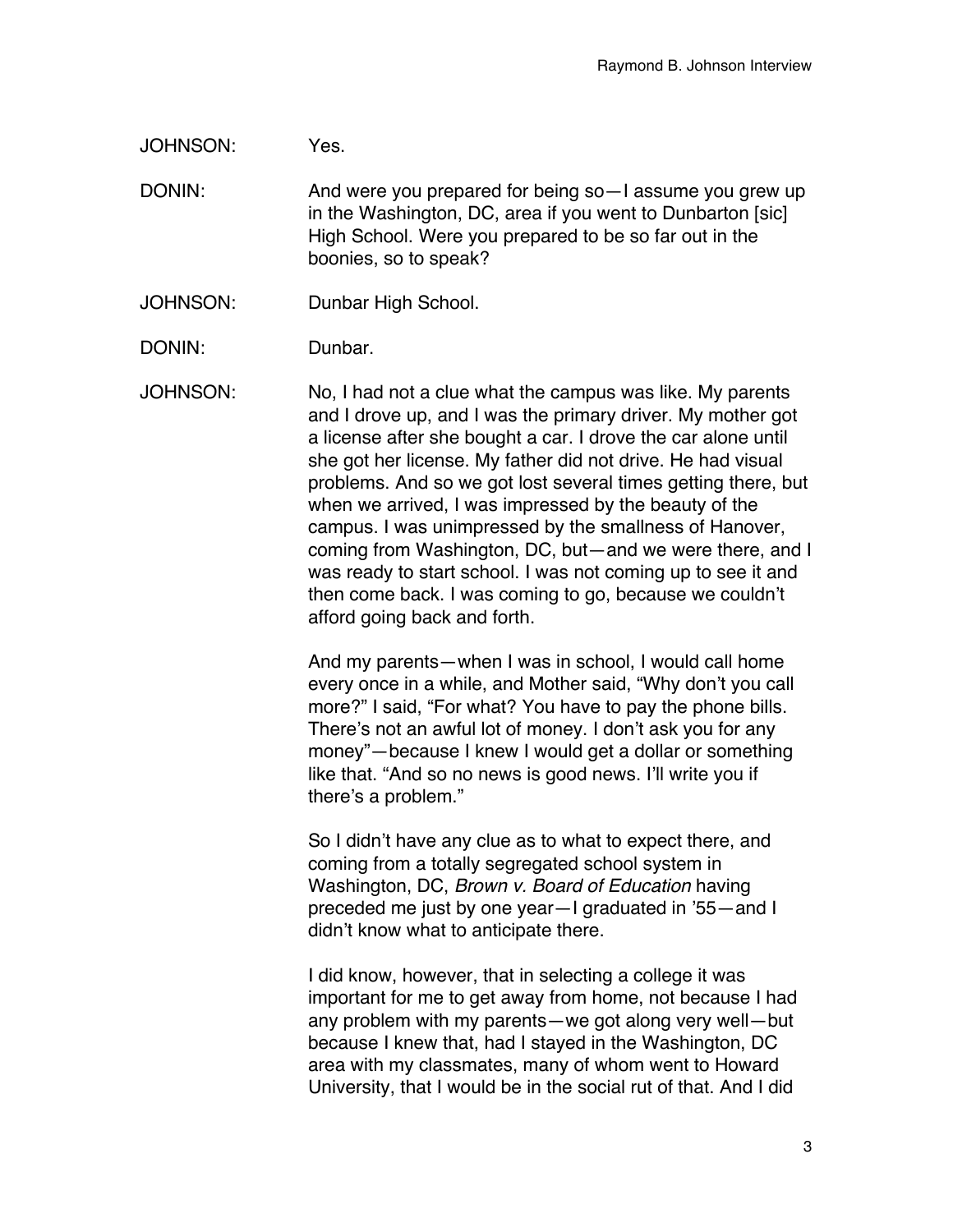JOHNSON: Yes.

DONIN: And were you prepared for being so—I assume you grew up in the Washington, DC, area if you went to Dunbarton [sic] High School. Were you prepared to be so far out in the boonies, so to speak?

JOHNSON: Dunbar High School.

DONIN: Dunbar.

JOHNSON: No, I had not a clue what the campus was like. My parents and I drove up, and I was the primary driver. My mother got a license after she bought a car. I drove the car alone until she got her license. My father did not drive. He had visual problems. And so we got lost several times getting there, but when we arrived, I was impressed by the beauty of the campus. I was unimpressed by the smallness of Hanover, coming from Washington, DC, but—and we were there, and I was ready to start school. I was not coming up to see it and then come back. I was coming to go, because we couldn't afford going back and forth.

And my parents—when I was in school, I would call home every once in a while, and Mother said, "Why don't you call more?" I said, "For what? You have to pay the phone bills. There's not an awful lot of money. I don't ask you for any money"—because I knew I would get a dollar or something like that. "And so no news is good news. I'll write you if there's a problem."

So I didn't have any clue as to what to expect there, and coming from a totally segregated school system in Washington, DC, *Brown v. Board of Education* having preceded me just by one year—I graduated in '55—and I didn't know what to anticipate there.

I did know, however, that in selecting a college it was important for me to get away from home, not because I had any problem with my parents—we got along very well—but because I knew that, had I stayed in the Washington, DC area with my classmates, many of whom went to Howard University, that I would be in the social rut of that. And I did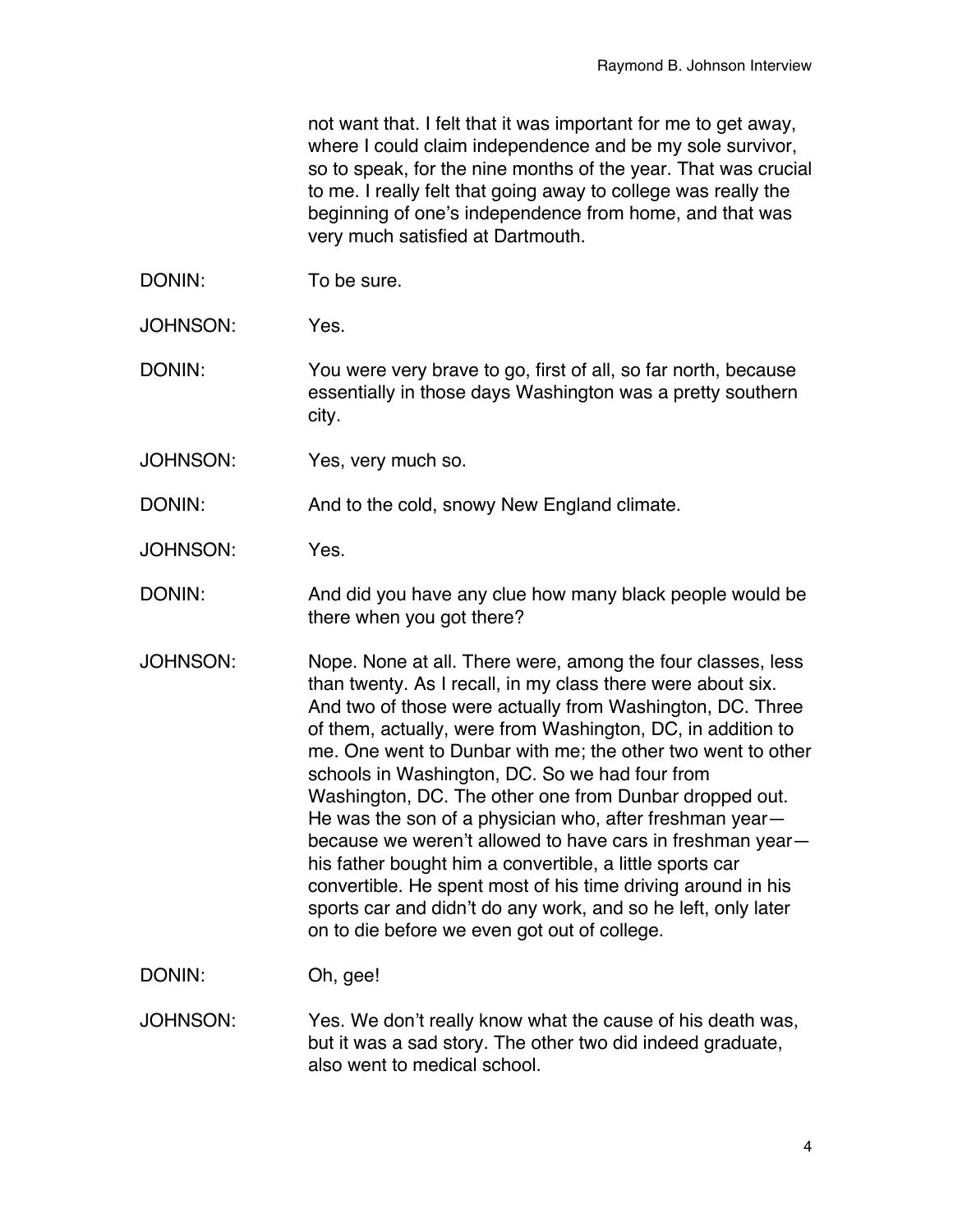not want that. I felt that it was important for me to get away, where I could claim independence and be my sole survivor, so to speak, for the nine months of the year. That was crucial to me. I really felt that going away to college was really the beginning of one's independence from home, and that was very much satisfied at Dartmouth.

DONIN: To be sure.

JOHNSON: Yes.

DONIN: You were very brave to go, first of all, so far north, because essentially in those days Washington was a pretty southern city.

JOHNSON: Yes, very much so.

DONIN: And to the cold, snowy New England climate.

JOHNSON: Yes.

DONIN: And did you have any clue how many black people would be there when you got there?

JOHNSON: Nope. None at all. There were, among the four classes, less than twenty. As I recall, in my class there were about six. And two of those were actually from Washington, DC. Three of them, actually, were from Washington, DC, in addition to me. One went to Dunbar with me; the other two went to other schools in Washington, DC. So we had four from Washington, DC. The other one from Dunbar dropped out. He was the son of a physician who, after freshman year—because we weren't allowed to have cars in freshman year—his father bought him a convertible, a little sports car convertible. He spent most of his time driving around in his sports car and didn't do any work, and so he left, only later on to die before we even got out of college.

DONIN: Oh, gee!

JOHNSON: Yes. We don't really know what the cause of his death was, but it was a sad story. The other two did indeed graduate, also went to medical school.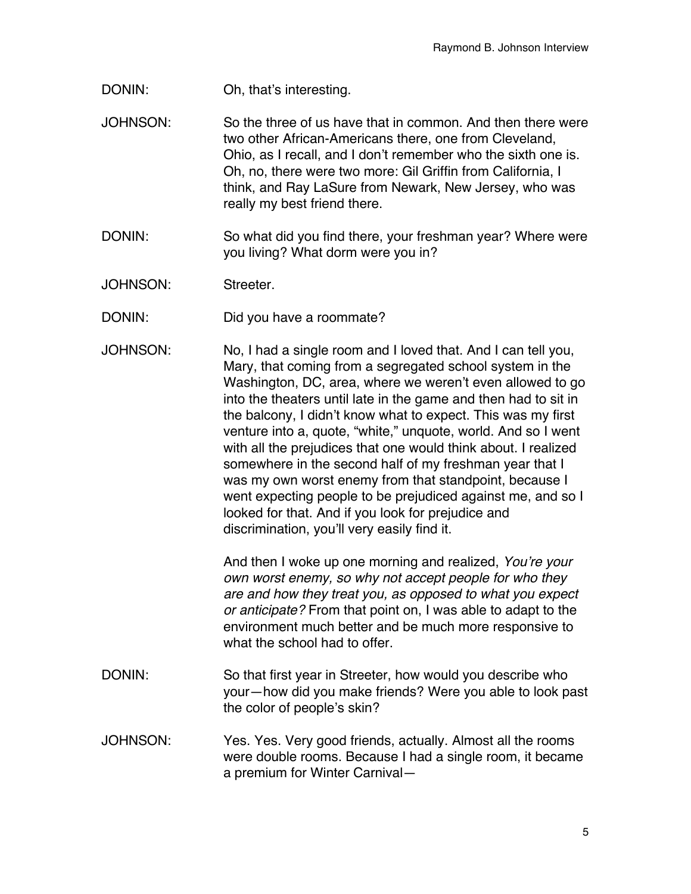DONIN: Oh, that's interesting.

JOHNSON: So the three of us have that in common. And then there were two other African-Americans there, one from Cleveland, Ohio, as I recall, and I don't remember who the sixth one is. Oh, no, there were two more: Gil Griffin from California, I think, and Ray LaSure from Newark, New Jersey, who was really my best friend there.

DONIN: So what did you find there, your freshman year? Where were you living? What dorm were you in?

JOHNSON: Streeter.

DONIN: Did you have a roommate?

JOHNSON: No, I had a single room and I loved that. And I can tell you, Mary, that coming from a segregated school system in the Washington, DC, area, where we weren't even allowed to go into the theaters until late in the game and then had to sit in the balcony, I didn't know what to expect. This was my first venture into a, quote, "white," unquote, world. And so I went with all the prejudices that one would think about. I realized somewhere in the second half of my freshman year that I was my own worst enemy from that standpoint, because I went expecting people to be prejudiced against me, and so I looked for that. And if you look for prejudice and discrimination, you'll very easily find it.

And then I woke up one morning and realized, *You're your own worst enemy, so why not accept people for who they are and how they treat you, as opposed to what you expect or anticipate?* From that point on, I was able to adapt to the environment much better and be much more responsive to what the school had to offer.

DONIN: So that first year in Streeter, how would you describe who your—how did you make friends? Were you able to look past the color of people's skin?

JOHNSON: Yes. Yes. Very good friends, actually. Almost all the rooms were double rooms. Because I had a single room, it became a premium for Winter Carnival—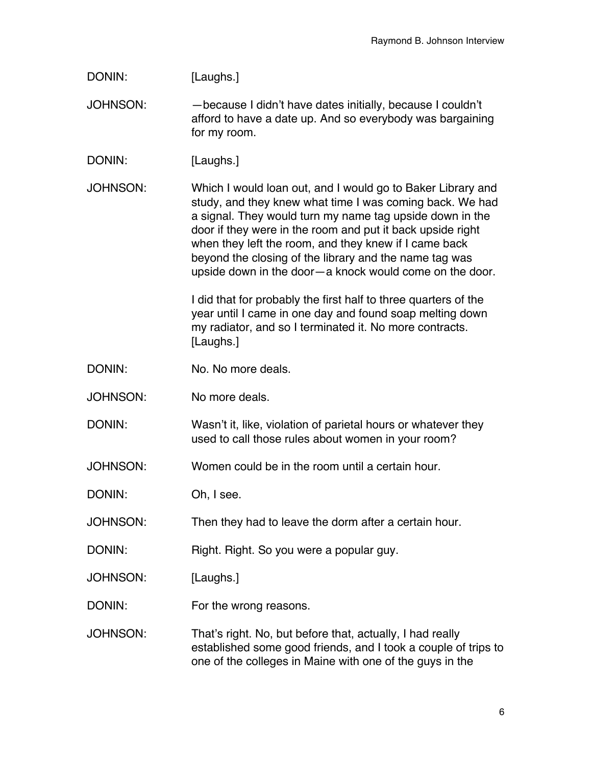DONIN: [Laughs.]

JOHNSON: —because I didn't have dates initially, because I couldn't afford to have a date up. And so everybody was bargaining for my room.

DONIN: [Laughs.]

JOHNSON: Which I would loan out, and I would go to Baker Library and study, and they knew what time I was coming back. We had a signal. They would turn my name tag upside down in the door if they were in the room and put it back upside right when they left the room, and they knew if I came back beyond the closing of the library and the name tag was upside down in the door—a knock would come on the door.

I did that for probably the first half to three quarters of the year until I came in one day and found soap melting down my radiator, and so I terminated it. No more contracts. [Laughs.]

DONIN: No. No more deals.

JOHNSON: No more deals.

DONIN: Wasn't it, like, violation of parietal hours or whatever they used to call those rules about women in your room?

JOHNSON: Women could be in the room until a certain hour.

DONIN: Oh, I see.

JOHNSON: Then they had to leave the dorm after a certain hour.

DONIN: Right. Right. So you were a popular guy.

JOHNSON: [Laughs.]

DONIN: For the wrong reasons.

JOHNSON: That's right. No, but before that, actually, I had really established some good friends, and I took a couple of trips to one of the colleges in Maine with one of the guys in the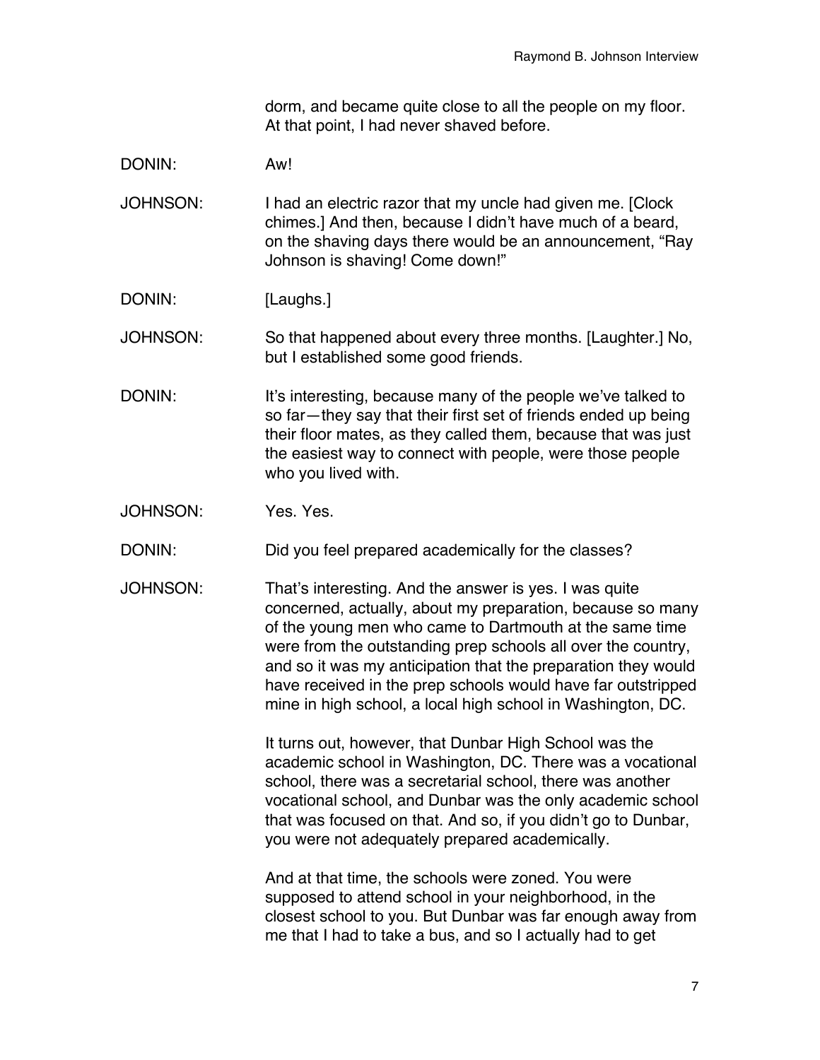dorm, and became quite close to all the people on my floor. At that point, I had never shaved before.

DONIN: Aw!

JOHNSON: I had an electric razor that my uncle had given me. [Clock chimes.] And then, because I didn't have much of a beard, on the shaving days there would be an announcement, "Ray Johnson is shaving! Come down!"

DONIN: [Laughs.]

JOHNSON: So that happened about every three months. [Laughter.] No, but I established some good friends.

DONIN: It's interesting, because many of the people we've talked to so far—they say that their first set of friends ended up being their floor mates, as they called them, because that was just the easiest way to connect with people, were those people who you lived with.

JOHNSON: Yes. Yes.

DONIN: Did you feel prepared academically for the classes?

JOHNSON: That's interesting. And the answer is yes. I was quite concerned, actually, about my preparation, because so many of the young men who came to Dartmouth at the same time were from the outstanding prep schools all over the country, and so it was my anticipation that the preparation they would have received in the prep schools would have far outstripped mine in high school, a local high school in Washington, DC.

It turns out, however, that Dunbar High School was the academic school in Washington, DC. There was a vocational school, there was a secretarial school, there was another vocational school, and Dunbar was the only academic school that was focused on that. And so, if you didn't go to Dunbar, you were not adequately prepared academically.

And at that time, the schools were zoned. You were supposed to attend school in your neighborhood, in the closest school to you. But Dunbar was far enough away from me that I had to take a bus, and so I actually had to get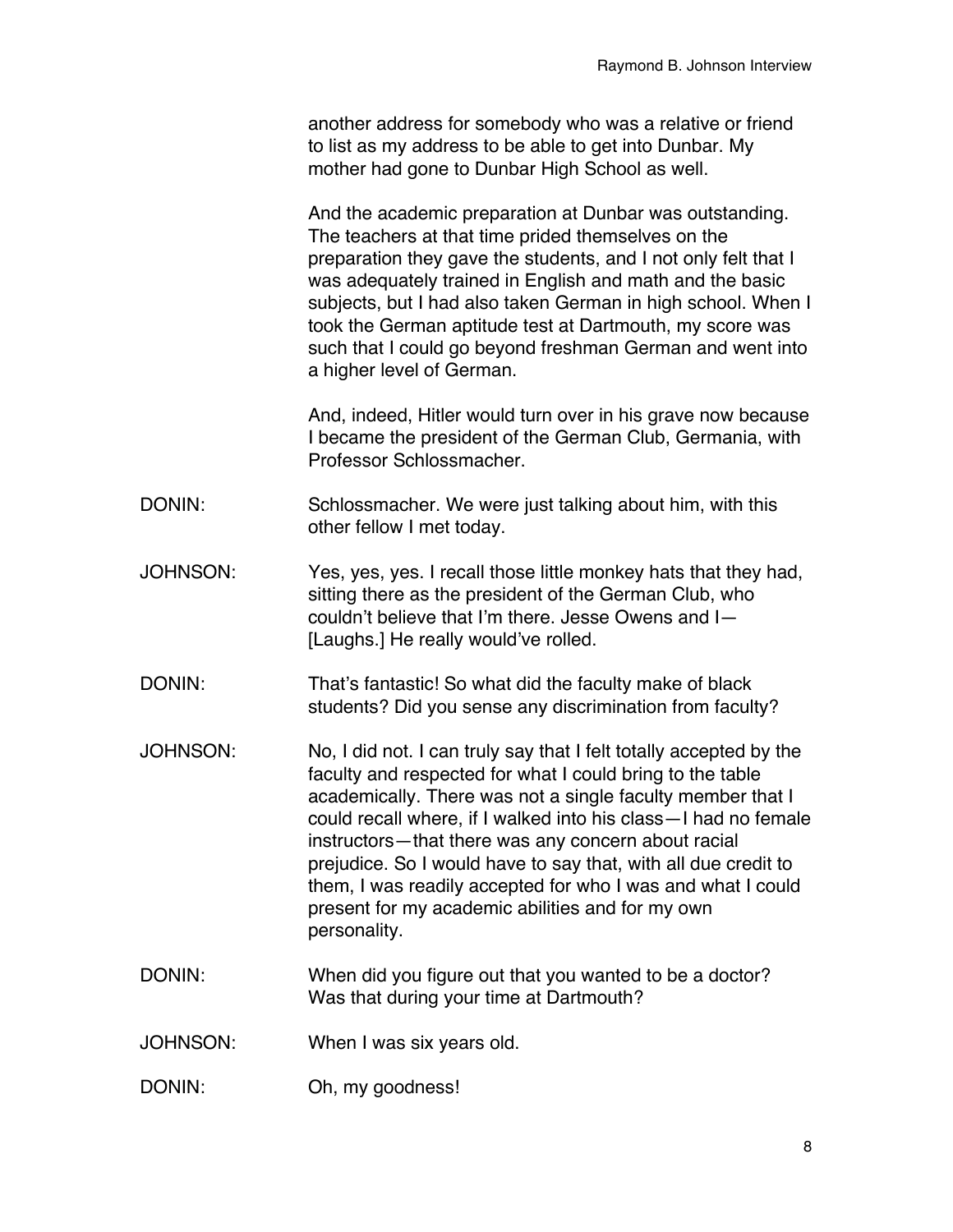another address for somebody who was a relative or friend to list as my address to be able to get into Dunbar. My mother had gone to Dunbar High School as well.

And the academic preparation at Dunbar was outstanding. The teachers at that time prided themselves on the preparation they gave the students, and I not only felt that I was adequately trained in English and math and the basic subjects, but I had also taken German in high school. When I took the German aptitude test at Dartmouth, my score was such that I could go beyond freshman German and went into a higher level of German.

And, indeed, Hitler would turn over in his grave now because I became the president of the German Club, Germania, with Professor Schlossmacher.

DONIN: Schlossmacher. We were just talking about him, with this other fellow I met today.

JOHNSON: Yes, yes, yes. I recall those little monkey hats that they had, sitting there as the president of the German Club, who couldn't believe that I'm there. Jesse Owens and I—[Laughs.] He really would've rolled.

DONIN: That's fantastic! So what did the faculty make of black students? Did you sense any discrimination from faculty?

JOHNSON: No, I did not. I can truly say that I felt totally accepted by the faculty and respected for what I could bring to the table academically. There was not a single faculty member that I could recall where, if I walked into his class—I had no female instructors—that there was any concern about racial prejudice. So I would have to say that, with all due credit to them, I was readily accepted for who I was and what I could present for my academic abilities and for my own personality.

DONIN: When did you figure out that you wanted to be a doctor? Was that during your time at Dartmouth?

JOHNSON: When I was six years old.

DONIN: Oh, my goodness!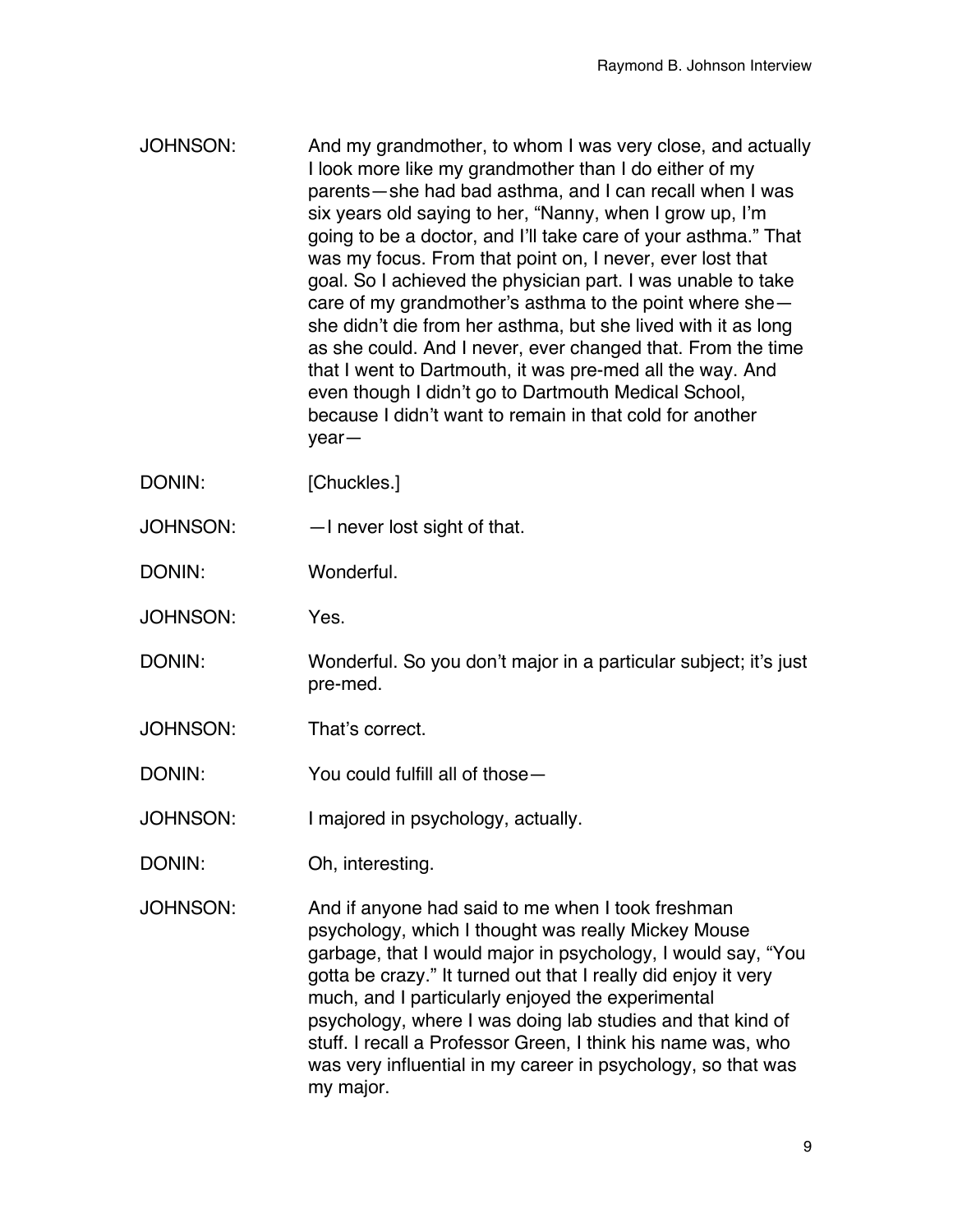JOHNSON: And my grandmother, to whom I was very close, and actually I look more like my grandmother than I do either of my parents—she had bad asthma, and I can recall when I was six years old saying to her, "Nanny, when I grow up, I'm going to be a doctor, and I'll take care of your asthma." That was my focus. From that point on, I never, ever lost that goal. So I achieved the physician part. I was unable to take care of my grandmother's asthma to the point where she—she didn't die from her asthma, but she lived with it as long as she could. And I never, ever changed that. From the time that I went to Dartmouth, it was pre-med all the way. And even though I didn't go to Dartmouth Medical School, because I didn't want to remain in that cold for another year—

DONIN: [Chuckles.]

JOHNSON: —I never lost sight of that.

DONIN: Wonderful.

JOHNSON: Yes.

DONIN: Wonderful. So you don't major in a particular subject; it's just pre-med.

JOHNSON: That's correct.

DONIN: You could fulfill all of those—

JOHNSON: I majored in psychology, actually.

DONIN: Oh, interesting.

JOHNSON: And if anyone had said to me when I took freshman psychology, which I thought was really Mickey Mouse garbage, that I would major in psychology, I would say, "You gotta be crazy." It turned out that I really did enjoy it very much, and I particularly enjoyed the experimental psychology, where I was doing lab studies and that kind of stuff. I recall a Professor Green, I think his name was, who was very influential in my career in psychology, so that was my major.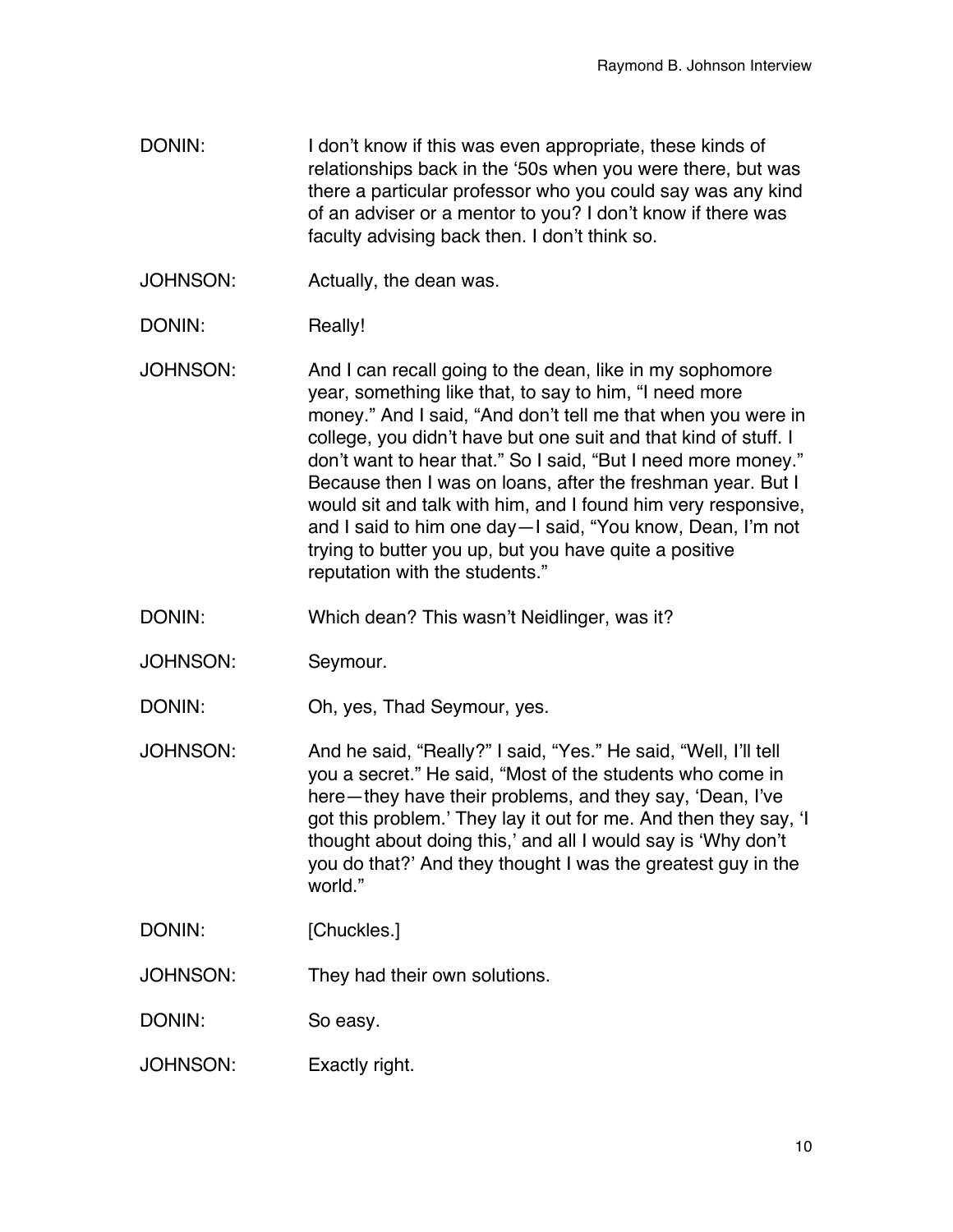DONIN: I don't know if this was even appropriate, these kinds of relationships back in the '50s when you were there, but was there a particular professor who you could say was any kind of an adviser or a mentor to you? I don't know if there was faculty advising back then. I don't think so.

JOHNSON: Actually, the dean was.

DONIN: Really!

JOHNSON: And I can recall going to the dean, like in my sophomore year, something like that, to say to him, "I need more money." And I said, "And don't tell me that when you were in college, you didn't have but one suit and that kind of stuff. I don't want to hear that." So I said, "But I need more money." Because then I was on loans, after the freshman year. But I would sit and talk with him, and I found him very responsive, and I said to him one day—I said, "You know, Dean, I'm not trying to butter you up, but you have quite a positive reputation with the students."

DONIN: Which dean? This wasn't Neidlinger, was it?

JOHNSON: Seymour.

DONIN: Oh, yes, Thad Seymour, yes.

JOHNSON: And he said, "Really?" I said, "Yes." He said, "Well, I'll tell you a secret." He said, "Most of the students who come in here—they have their problems, and they say, 'Dean, I've got this problem.' They lay it out for me. And then they say, 'I thought about doing this,' and all I would say is 'Why don't you do that?' And they thought I was the greatest guy in the world."

DONIN: [Chuckles.]

JOHNSON: They had their own solutions.

DONIN: So easy.

JOHNSON: Exactly right.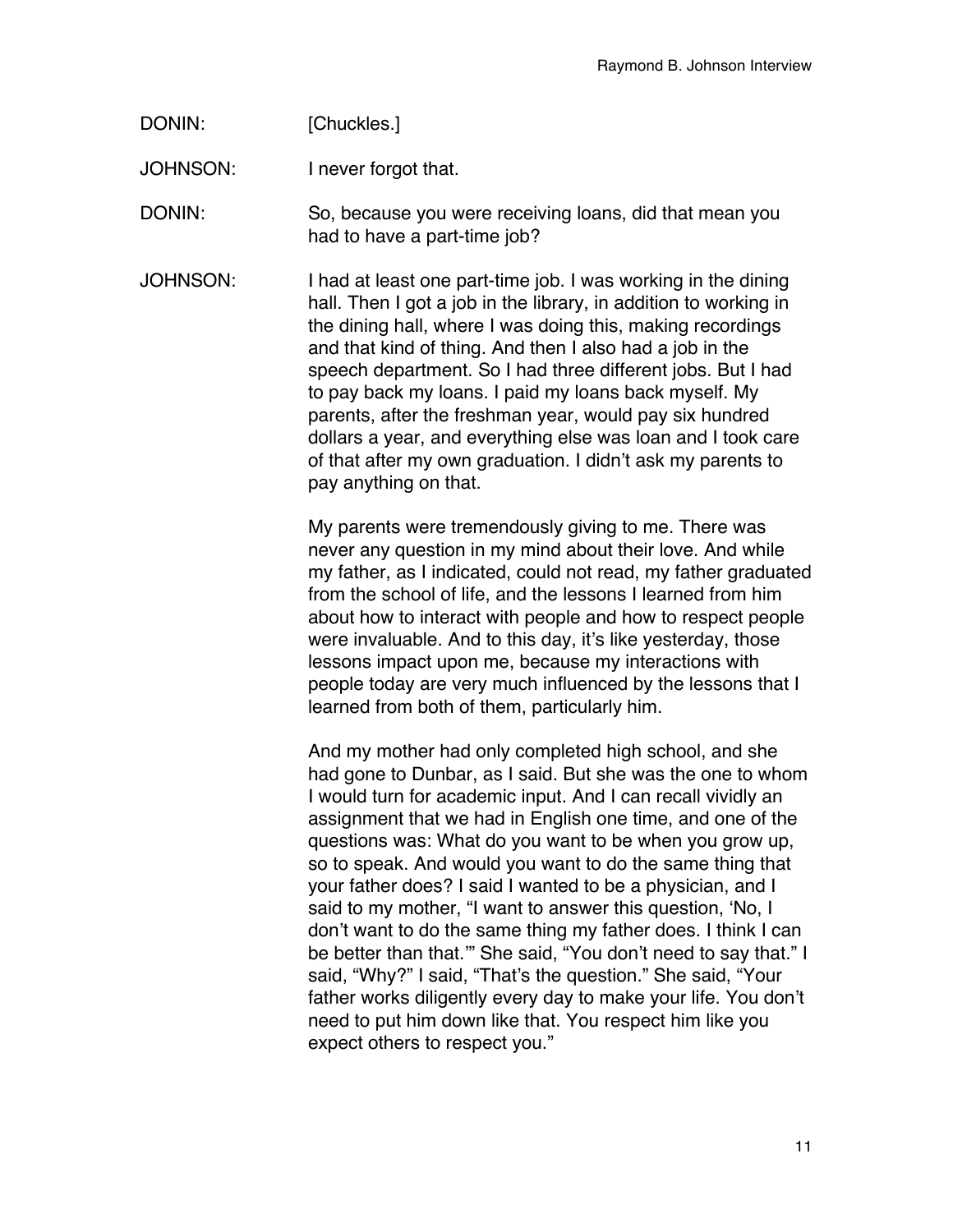DONIN: [Chuckles.]

JOHNSON: I never forgot that.

DONIN: So, because you were receiving loans, did that mean you had to have a part-time job?

JOHNSON: I had at least one part-time job. I was working in the dining hall. Then I got a job in the library, in addition to working in the dining hall, where I was doing this, making recordings and that kind of thing. And then I also had a job in the speech department. So I had three different jobs. But I had to pay back my loans. I paid my loans back myself. My parents, after the freshman year, would pay six hundred dollars a year, and everything else was loan and I took care of that after my own graduation. I didn't ask my parents to pay anything on that.

My parents were tremendously giving to me. There was never any question in my mind about their love. And while my father, as I indicated, could not read, my father graduated from the school of life, and the lessons I learned from him about how to interact with people and how to respect people were invaluable. And to this day, it's like yesterday, those lessons impact upon me, because my interactions with people today are very much influenced by the lessons that I learned from both of them, particularly him.

And my mother had only completed high school, and she had gone to Dunbar, as I said. But she was the one to whom I would turn for academic input. And I can recall vividly an assignment that we had in English one time, and one of the questions was: What do you want to be when you grow up, so to speak. And would you want to do the same thing that your father does? I said I wanted to be a physician, and I said to my mother, "I want to answer this question, 'No, I don't want to do the same thing my father does. I think I can be better than that.'" She said, "You don't need to say that." I said, "Why?" I said, "That's the question." She said, "Your father works diligently every day to make your life. You don't need to put him down like that. You respect him like you expect others to respect you."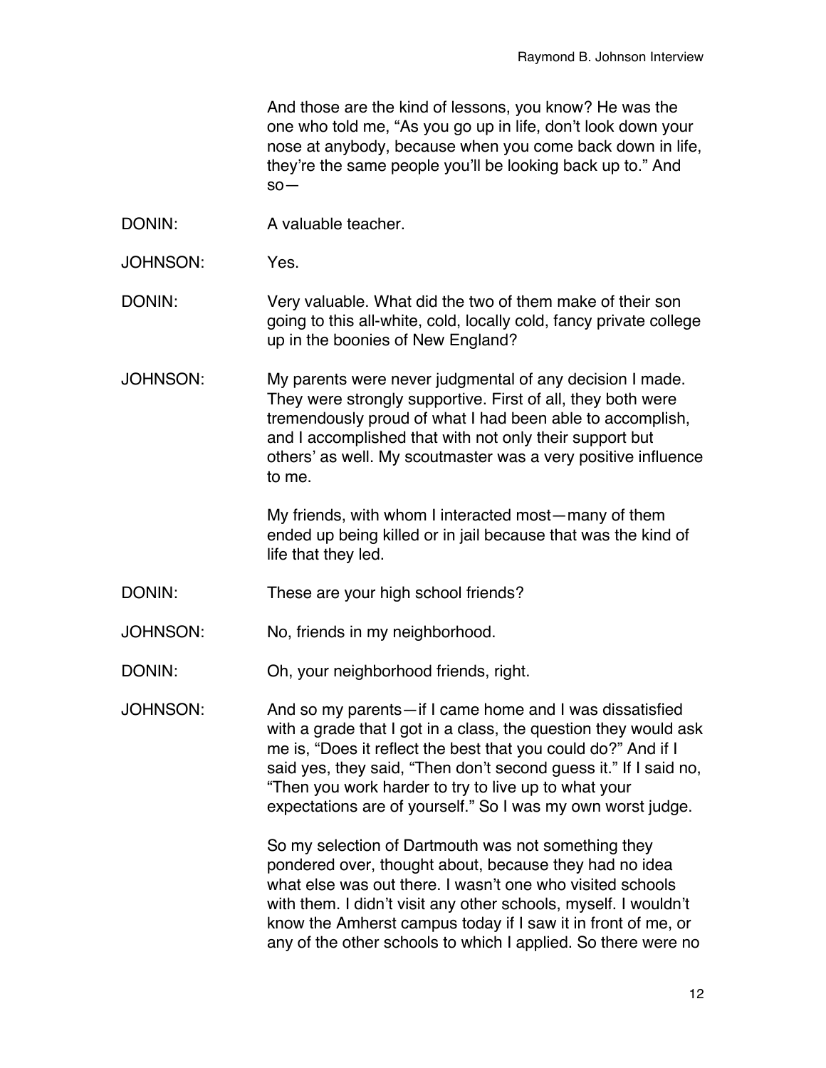And those are the kind of lessons, you know? He was the one who told me, "As you go up in life, don't look down your nose at anybody, because when you come back down in life, they're the same people you'll be looking back up to." And so—

DONIN: A valuable teacher.

JOHNSON: Yes.

DONIN: Very valuable. What did the two of them make of their son going to this all-white, cold, locally cold, fancy private college up in the boonies of New England?

JOHNSON: My parents were never judgmental of any decision I made. They were strongly supportive. First of all, they both were tremendously proud of what I had been able to accomplish, and I accomplished that with not only their support but others' as well. My scoutmaster was a very positive influence to me.

My friends, with whom I interacted most—many of them ended up being killed or in jail because that was the kind of life that they led.

DONIN: These are your high school friends?

JOHNSON: No, friends in my neighborhood.

DONIN: Oh, your neighborhood friends, right.

JOHNSON: And so my parents—if I came home and I was dissatisfied with a grade that I got in a class, the question they would ask me is, "Does it reflect the best that you could do?" And if I said yes, they said, "Then don't second guess it." If I said no, "Then you work harder to try to live up to what your expectations are of yourself." So I was my own worst judge.

So my selection of Dartmouth was not something they pondered over, thought about, because they had no idea what else was out there. I wasn't one who visited schools with them. I didn't visit any other schools, myself. I wouldn't know the Amherst campus today if I saw it in front of me, or any of the other schools to which I applied. So there were no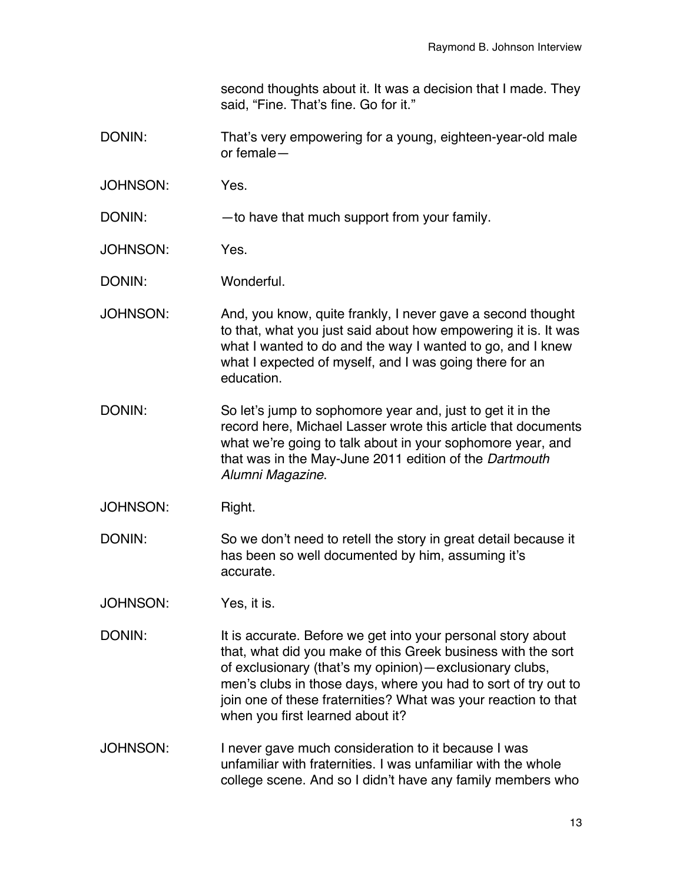second thoughts about it. It was a decision that I made. They said, "Fine. That's fine. Go for it."

DONIN: That's very empowering for a young, eighteen-year-old male or female—

JOHNSON: Yes.

DONIN: —to have that much support from your family.

JOHNSON: Yes.

DONIN: Wonderful.

JOHNSON: And, you know, quite frankly, I never gave a second thought to that, what you just said about how empowering it is. It was what I wanted to do and the way I wanted to go, and I knew what I expected of myself, and I was going there for an education.

DONIN: So let's jump to sophomore year and, just to get it in the record here, Michael Lasser wrote this article that documents what we're going to talk about in your sophomore year, and that was in the May-June 2011 edition of the *Dartmouth Alumni Magazine*.

JOHNSON: Right.

DONIN: So we don't need to retell the story in great detail because it has been so well documented by him, assuming it's accurate.

JOHNSON: Yes, it is.

DONIN: It is accurate. Before we get into your personal story about that, what did you make of this Greek business with the sort of exclusionary (that's my opinion)—exclusionary clubs, men's clubs in those days, where you had to sort of try out to join one of these fraternities? What was your reaction to that when you first learned about it?

JOHNSON: I never gave much consideration to it because I was unfamiliar with fraternities. I was unfamiliar with the whole college scene. And so I didn't have any family members who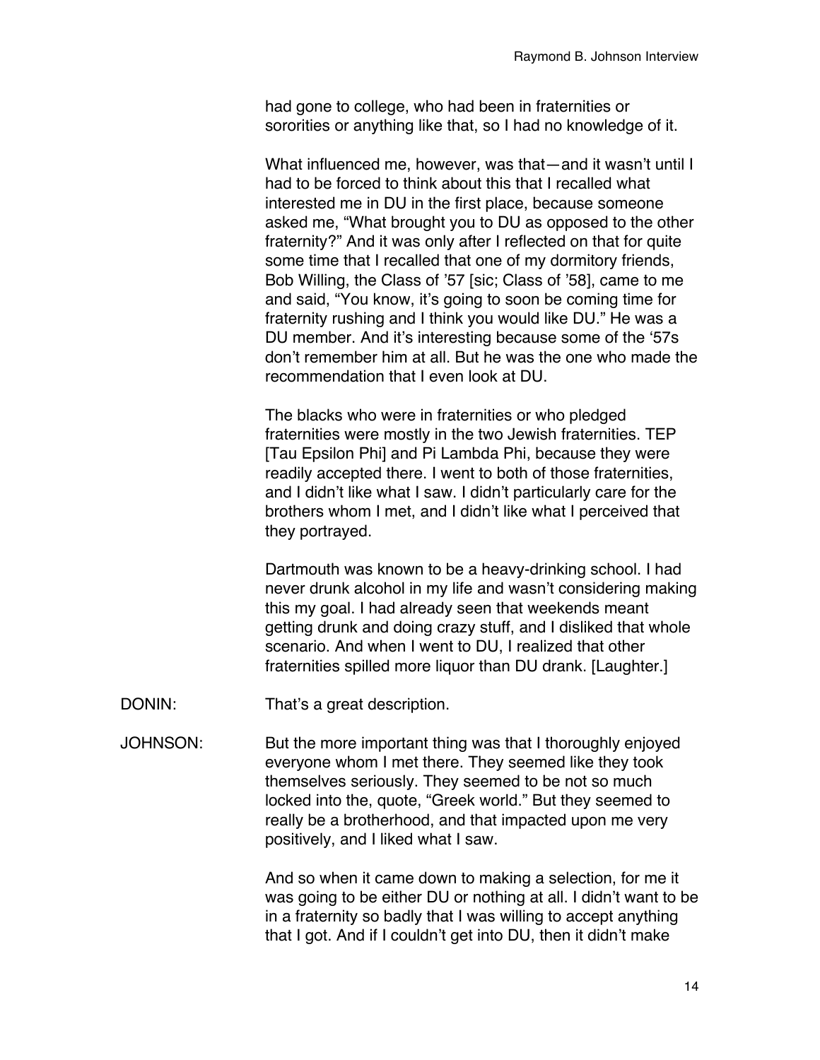had gone to college, who had been in fraternities or sororities or anything like that, so I had no knowledge of it.

What influenced me, however, was that—and it wasn't until I had to be forced to think about this that I recalled what interested me in DU in the first place, because someone asked me, "What brought you to DU as opposed to the other fraternity?" And it was only after I reflected on that for quite some time that I recalled that one of my dormitory friends, Bob Willing, the Class of '57 [sic; Class of '58], came to me and said, "You know, it's going to soon be coming time for fraternity rushing and I think you would like DU." He was a DU member. And it's interesting because some of the '57s don't remember him at all. But he was the one who made the recommendation that I even look at DU.

The blacks who were in fraternities or who pledged fraternities were mostly in the two Jewish fraternities. TEP [Tau Epsilon Phi] and Pi Lambda Phi, because they were readily accepted there. I went to both of those fraternities, and I didn't like what I saw. I didn't particularly care for the brothers whom I met, and I didn't like what I perceived that they portrayed.

Dartmouth was known to be a heavy-drinking school. I had never drunk alcohol in my life and wasn't considering making this my goal. I had already seen that weekends meant getting drunk and doing crazy stuff, and I disliked that whole scenario. And when I went to DU, I realized that other fraternities spilled more liquor than DU drank. [Laughter.]

DONIN: That's a great description.

JOHNSON: But the more important thing was that I thoroughly enjoyed everyone whom I met there. They seemed like they took themselves seriously. They seemed to be not so much locked into the, quote, "Greek world." But they seemed to really be a brotherhood, and that impacted upon me very positively, and I liked what I saw.

And so when it came down to making a selection, for me it was going to be either DU or nothing at all. I didn't want to be in a fraternity so badly that I was willing to accept anything that I got. And if I couldn't get into DU, then it didn't make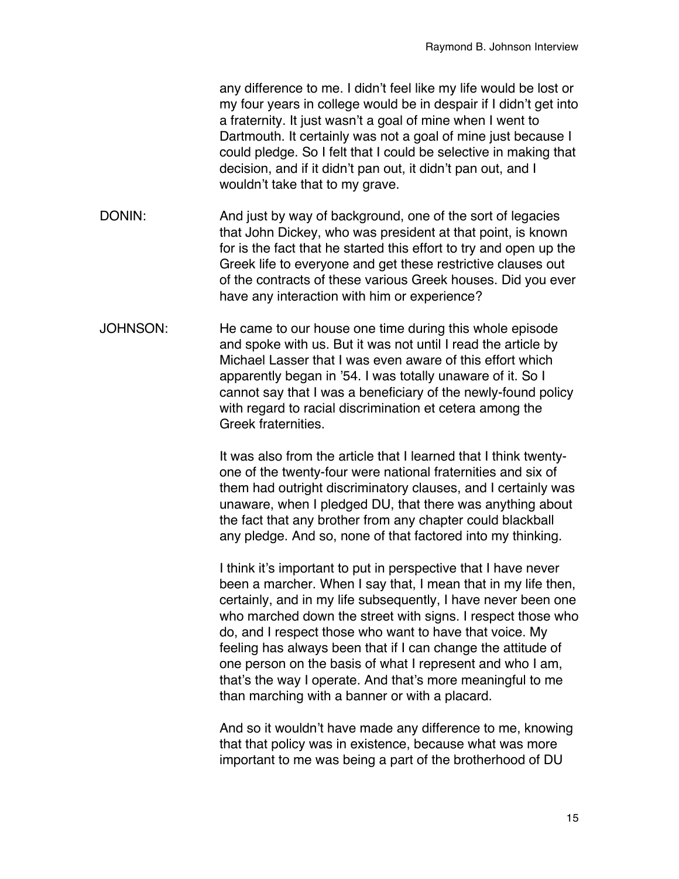any difference to me. I didn't feel like my life would be lost or my four years in college would be in despair if I didn't get into a fraternity. It just wasn't a goal of mine when I went to Dartmouth. It certainly was not a goal of mine just because I could pledge. So I felt that I could be selective in making that decision, and if it didn't pan out, it didn't pan out, and I wouldn't take that to my grave.

DONIN: And just by way of background, one of the sort of legacies that John Dickey, who was president at that point, is known for is the fact that he started this effort to try and open up the Greek life to everyone and get these restrictive clauses out of the contracts of these various Greek houses. Did you ever have any interaction with him or experience?

JOHNSON: He came to our house one time during this whole episode and spoke with us. But it was not until I read the article by Michael Lasser that I was even aware of this effort which apparently began in '54. I was totally unaware of it. So I cannot say that I was a beneficiary of the newly-found policy with regard to racial discrimination et cetera among the Greek fraternities.

It was also from the article that I learned that I think twenty-one of the twenty-four were national fraternities and six of them had outright discriminatory clauses, and I certainly was unaware, when I pledged DU, that there was anything about the fact that any brother from any chapter could blackball any pledge. And so, none of that factored into my thinking.

I think it's important to put in perspective that I have never been a marcher. When I say that, I mean that in my life then, certainly, and in my life subsequently, I have never been one who marched down the street with signs. I respect those who do, and I respect those who want to have that voice. My feeling has always been that if I can change the attitude of one person on the basis of what I represent and who I am, that's the way I operate. And that's more meaningful to me than marching with a banner or with a placard.

And so it wouldn't have made any difference to me, knowing that that policy was in existence, because what was more important to me was being a part of the brotherhood of DU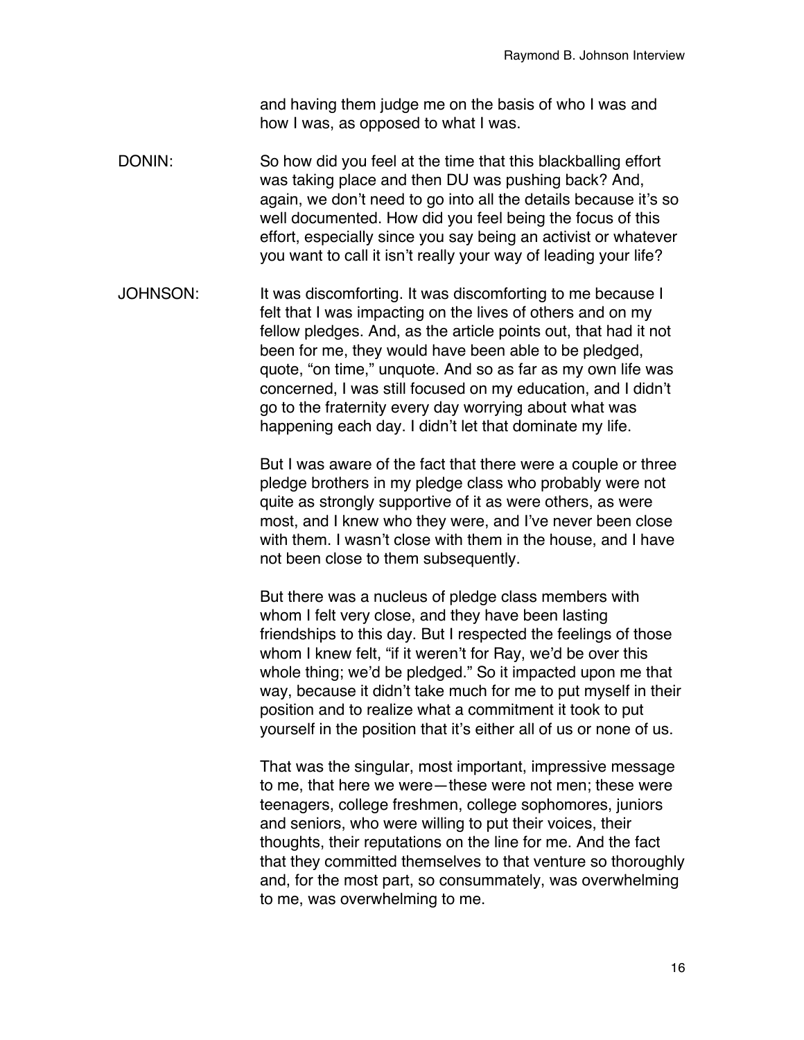and having them judge me on the basis of who I was and how I was, as opposed to what I was.

DONIN: So how did you feel at the time that this blackballing effort was taking place and then DU was pushing back? And, again, we don't need to go into all the details because it's so well documented. How did you feel being the focus of this effort, especially since you say being an activist or whatever you want to call it isn't really your way of leading your life?

JOHNSON: It was discomforting. It was discomforting to me because I felt that I was impacting on the lives of others and on my fellow pledges. And, as the article points out, that had it not been for me, they would have been able to be pledged, quote, "on time," unquote. And so as far as my own life was concerned, I was still focused on my education, and I didn't go to the fraternity every day worrying about what was happening each day. I didn't let that dominate my life.

But I was aware of the fact that there were a couple or three pledge brothers in my pledge class who probably were not quite as strongly supportive of it as were others, as were most, and I knew who they were, and I've never been close with them. I wasn't close with them in the house, and I have not been close to them subsequently.

But there was a nucleus of pledge class members with whom I felt very close, and they have been lasting friendships to this day. But I respected the feelings of those whom I knew felt, "if it weren't for Ray, we'd be over this whole thing; we'd be pledged." So it impacted upon me that way, because it didn't take much for me to put myself in their position and to realize what a commitment it took to put yourself in the position that it's either all of us or none of us.

That was the singular, most important, impressive message to me, that here we were—these were not men; these were teenagers, college freshmen, college sophomores, juniors and seniors, who were willing to put their voices, their thoughts, their reputations on the line for me. And the fact that they committed themselves to that venture so thoroughly and, for the most part, so consummately, was overwhelming to me, was overwhelming to me.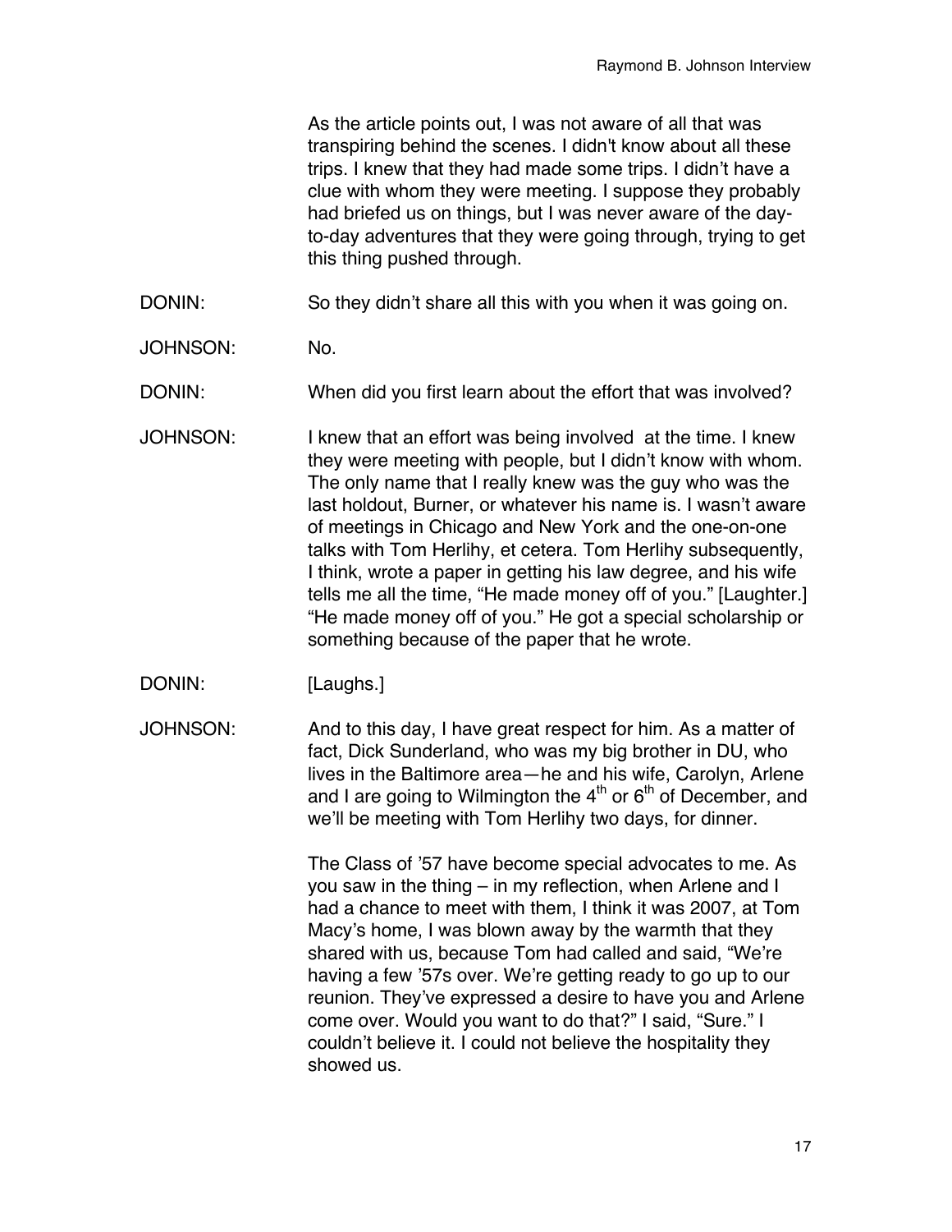As the article points out, I was not aware of all that was transpiring behind the scenes. I didn't know about all these trips. I knew that they had made some trips. I didn't have a clue with whom they were meeting. I suppose they probably had briefed us on things, but I was never aware of the day-to-day adventures that they were going through, trying to get this thing pushed through.

DONIN: So they didn't share all this with you when it was going on.

JOHNSON: No.

DONIN: When did you first learn about the effort that was involved?

JOHNSON: I knew that an effort was being involved at the time. I knew they were meeting with people, but I didn't know with whom. The only name that I really knew was the guy who was the last holdout, Burner, or whatever his name is. I wasn't aware of meetings in Chicago and New York and the one-on-one talks with Tom Herlihy, et cetera. Tom Herlihy subsequently, I think, wrote a paper in getting his law degree, and his wife tells me all the time, "He made money off of you." [Laughter.] "He made money off of you." He got a special scholarship or something because of the paper that he wrote.

DONIN: [Laughs.]

JOHNSON: And to this day, I have great respect for him. As a matter of fact, Dick Sunderland, who was my big brother in DU, who lives in the Baltimore area—he and his wife, Carolyn, Arlene and I are going to Wilmington the 4th or 6th of December, and we'll be meeting with Tom Herlihy two days, for dinner.

The Class of '57 have become special advocates to me. As you saw in the thing – in my reflection, when Arlene and I had a chance to meet with them, I think it was 2007, at Tom Macy's home, I was blown away by the warmth that they shared with us, because Tom had called and said, "We're having a few '57s over. We're getting ready to go up to our reunion. They've expressed a desire to have you and Arlene come over. Would you want to do that?" I said, "Sure." I couldn't believe it. I could not believe the hospitality they showed us.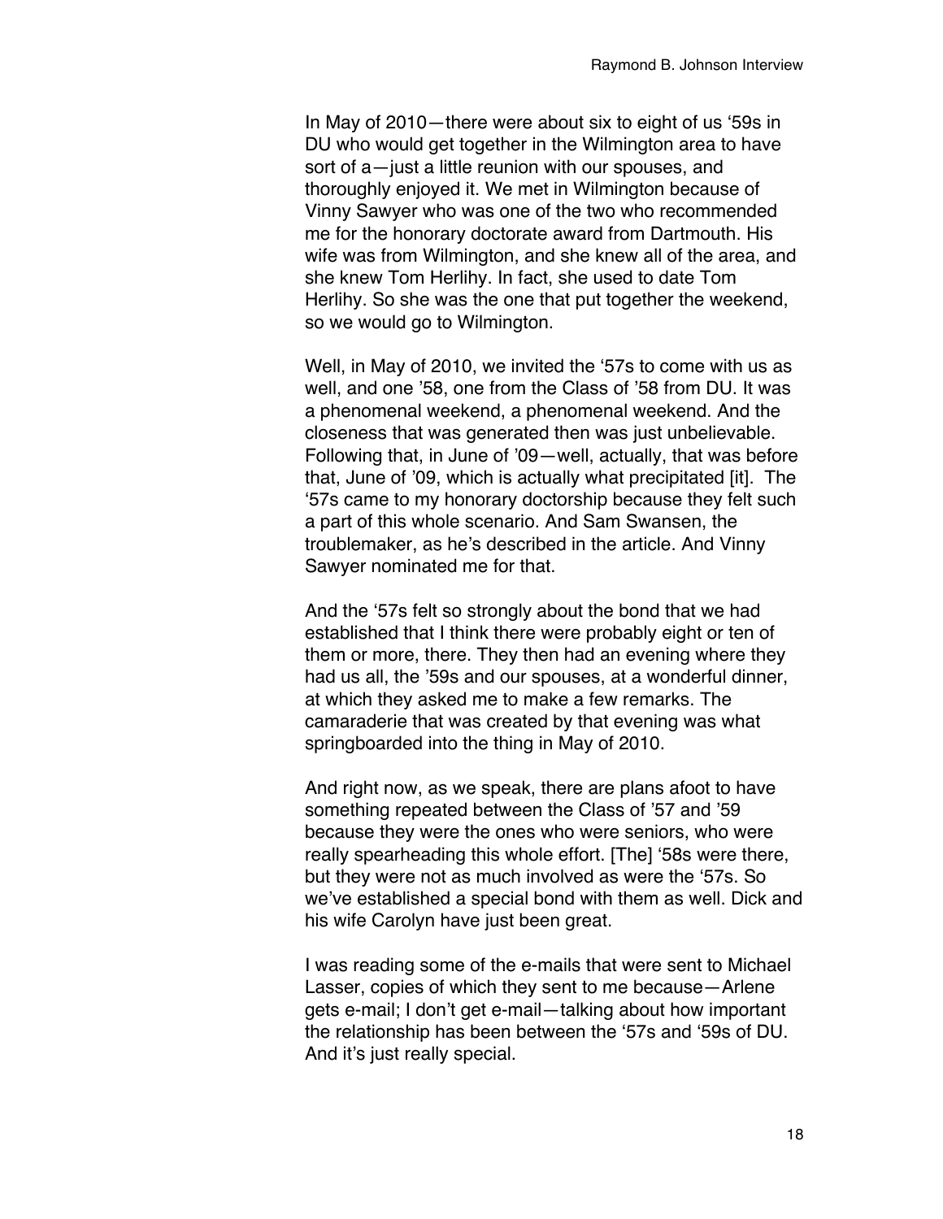In May of 2010—there were about six to eight of us ‘59s in DU who would get together in the Wilmington area to have sort of a—just a little reunion with our spouses, and thoroughly enjoyed it. We met in Wilmington because of Vinny Sawyer who was one of the two who recommended me for the honorary doctorate award from Dartmouth. His wife was from Wilmington, and she knew all of the area, and she knew Tom Herlihy. In fact, she used to date Tom Herlihy. So she was the one that put together the weekend, so we would go to Wilmington.

Well, in May of 2010, we invited the ‘57s to come with us as well, and one ’58, one from the Class of ’58 from DU. It was a phenomenal weekend, a phenomenal weekend. And the closeness that was generated then was just unbelievable. Following that, in June of ’09—well, actually, that was before that, June of ’09, which is actually what precipitated [it]. The ‘57s came to my honorary doctorship because they felt such a part of this whole scenario. And Sam Swansen, the troublemaker, as he’s described in the article. And Vinny Sawyer nominated me for that.

And the ‘57s felt so strongly about the bond that we had established that I think there were probably eight or ten of them or more, there. They then had an evening where they had us all, the ’59s and our spouses, at a wonderful dinner, at which they asked me to make a few remarks. The camaraderie that was created by that evening was what springboarded into the thing in May of 2010.

And right now, as we speak, there are plans afoot to have something repeated between the Class of ’57 and ’59 because they were the ones who were seniors, who were really spearheading this whole effort. [The] ‘58s were there, but they were not as much involved as were the ‘57s. So we’ve established a special bond with them as well. Dick and his wife Carolyn have just been great.

I was reading some of the e-mails that were sent to Michael Lasser, copies of which they sent to me because—Arlene gets e-mail; I don’t get e-mail—talking about how important the relationship has been between the ‘57s and ‘59s of DU. And it’s just really special.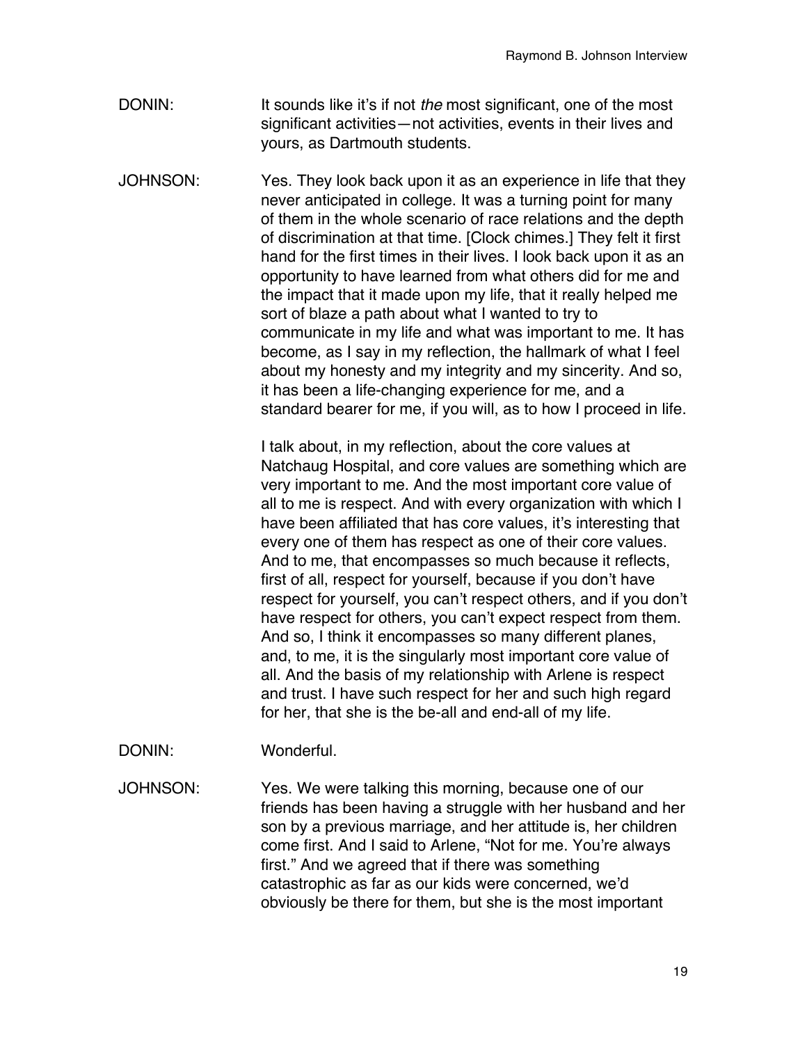DONIN: It sounds like it's if not *the* most significant, one of the most significant activities—not activities, events in their lives and yours, as Dartmouth students.

JOHNSON: Yes. They look back upon it as an experience in life that they never anticipated in college. It was a turning point for many of them in the whole scenario of race relations and the depth of discrimination at that time. [Clock chimes.] They felt it first hand for the first times in their lives. I look back upon it as an opportunity to have learned from what others did for me and the impact that it made upon my life, that it really helped me sort of blaze a path about what I wanted to try to communicate in my life and what was important to me. It has become, as I say in my reflection, the hallmark of what I feel about my honesty and my integrity and my sincerity. And so, it has been a life-changing experience for me, and a standard bearer for me, if you will, as to how I proceed in life.

I talk about, in my reflection, about the core values at Natchaug Hospital, and core values are something which are very important to me. And the most important core value of all to me is respect. And with every organization with which I have been affiliated that has core values, it's interesting that every one of them has respect as one of their core values. And to me, that encompasses so much because it reflects, first of all, respect for yourself, because if you don't have respect for yourself, you can't respect others, and if you don't have respect for others, you can't expect respect from them. And so, I think it encompasses so many different planes, and, to me, it is the singularly most important core value of all. And the basis of my relationship with Arlene is respect and trust. I have such respect for her and such high regard for her, that she is the be-all and end-all of my life.

DONIN: Wonderful.

JOHNSON: Yes. We were talking this morning, because one of our friends has been having a struggle with her husband and her son by a previous marriage, and her attitude is, her children come first. And I said to Arlene, "Not for me. You're always first." And we agreed that if there was something catastrophic as far as our kids were concerned, we'd obviously be there for them, but she is the most important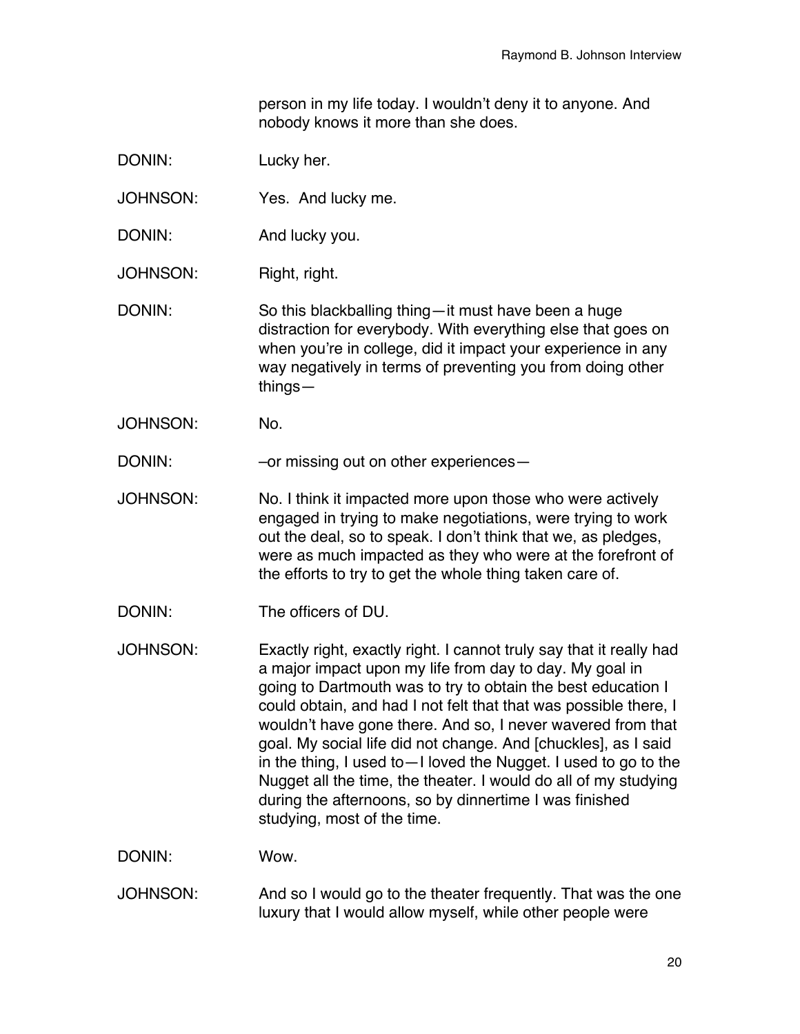person in my life today. I wouldn't deny it to anyone. And nobody knows it more than she does.

DONIN: Lucky her.

JOHNSON: Yes. And lucky me.

DONIN: And lucky you.

JOHNSON: Right, right.

DONIN: So this blackballing thing—it must have been a huge distraction for everybody. With everything else that goes on when you're in college, did it impact your experience in any way negatively in terms of preventing you from doing other things—

JOHNSON: No.

DONIN: –or missing out on other experiences—

JOHNSON: No. I think it impacted more upon those who were actively engaged in trying to make negotiations, were trying to work out the deal, so to speak. I don't think that we, as pledges, were as much impacted as they who were at the forefront of the efforts to try to get the whole thing taken care of.

DONIN: The officers of DU.

JOHNSON: Exactly right, exactly right. I cannot truly say that it really had a major impact upon my life from day to day. My goal in going to Dartmouth was to try to obtain the best education I could obtain, and had I not felt that that was possible there, I wouldn't have gone there. And so, I never wavered from that goal. My social life did not change. And [chuckles], as I said in the thing, I used to—I loved the Nugget. I used to go to the Nugget all the time, the theater. I would do all of my studying during the afternoons, so by dinnertime I was finished studying, most of the time.

DONIN: Wow.

JOHNSON: And so I would go to the theater frequently. That was the one luxury that I would allow myself, while other people were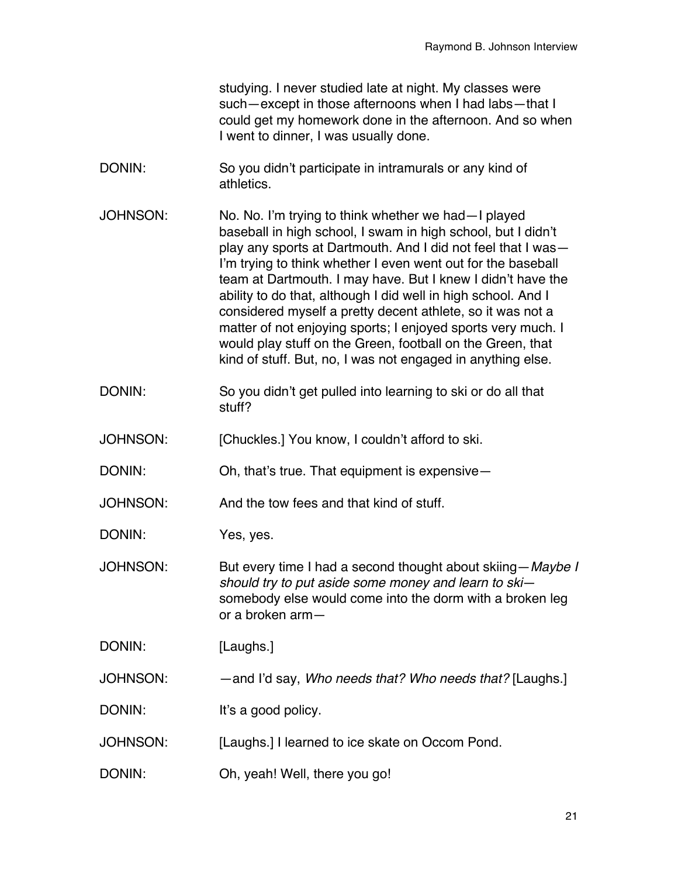studying. I never studied late at night. My classes were such—except in those afternoons when I had labs—that I could get my homework done in the afternoon. And so when I went to dinner, I was usually done.

DONIN: So you didn't participate in intramurals or any kind of athletics.

JOHNSON: No. No. I'm trying to think whether we had—I played baseball in high school, I swam in high school, but I didn't play any sports at Dartmouth. And I did not feel that I was—I'm trying to think whether I even went out for the baseball team at Dartmouth. I may have. But I knew I didn't have the ability to do that, although I did well in high school. And I considered myself a pretty decent athlete, so it was not a matter of not enjoying sports; I enjoyed sports very much. I would play stuff on the Green, football on the Green, that kind of stuff. But, no, I was not engaged in anything else.

DONIN: So you didn't get pulled into learning to ski or do all that stuff?

JOHNSON: [Chuckles.] You know, I couldn't afford to ski.

DONIN: Oh, that's true. That equipment is expensive—

JOHNSON: And the tow fees and that kind of stuff.

DONIN: Yes, yes.

JOHNSON: But every time I had a second thought about skiing—*Maybe I should try to put aside some money and learn to ski*—somebody else would come into the dorm with a broken leg or a broken arm—

DONIN: [Laughs.]

JOHNSON: —and I'd say, *Who needs that? Who needs that?* [Laughs.]

DONIN: It's a good policy.

JOHNSON: [Laughs.] I learned to ice skate on Occom Pond.

DONIN: Oh, yeah! Well, there you go!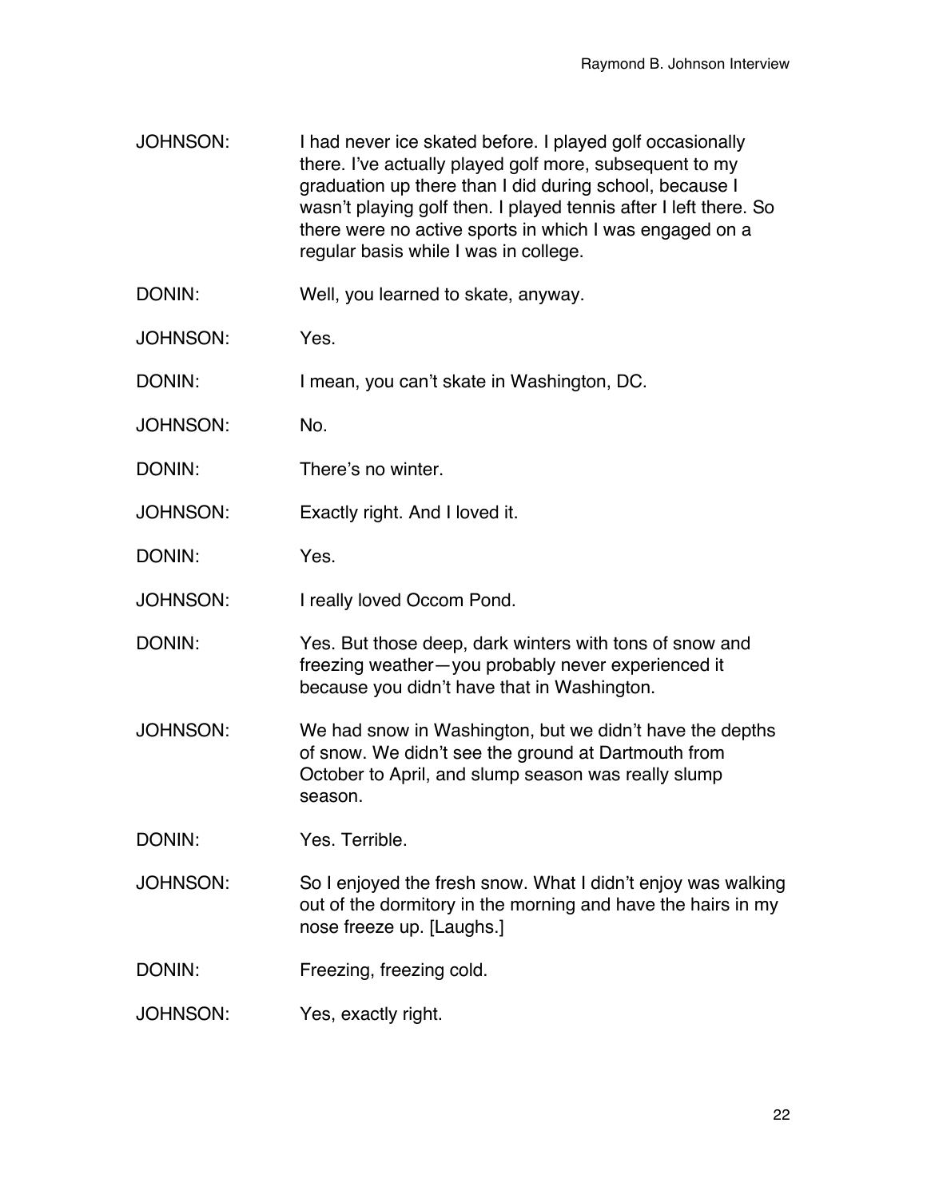JOHNSON: I had never ice skated before. I played golf occasionally there. I've actually played golf more, subsequent to my graduation up there than I did during school, because I wasn't playing golf then. I played tennis after I left there. So there were no active sports in which I was engaged on a regular basis while I was in college.

DONIN: Well, you learned to skate, anyway.

JOHNSON: Yes.

DONIN: I mean, you can't skate in Washington, DC.

JOHNSON: No.

DONIN: There's no winter.

JOHNSON: Exactly right. And I loved it.

DONIN: Yes.

JOHNSON: I really loved Occom Pond.

DONIN: Yes. But those deep, dark winters with tons of snow and freezing weather—you probably never experienced it because you didn't have that in Washington.

JOHNSON: We had snow in Washington, but we didn't have the depths of snow. We didn't see the ground at Dartmouth from October to April, and slump season was really slump season.

DONIN: Yes. Terrible.

JOHNSON: So I enjoyed the fresh snow. What I didn't enjoy was walking out of the dormitory in the morning and have the hairs in my nose freeze up. [Laughs.]

DONIN: Freezing, freezing cold.

JOHNSON: Yes, exactly right.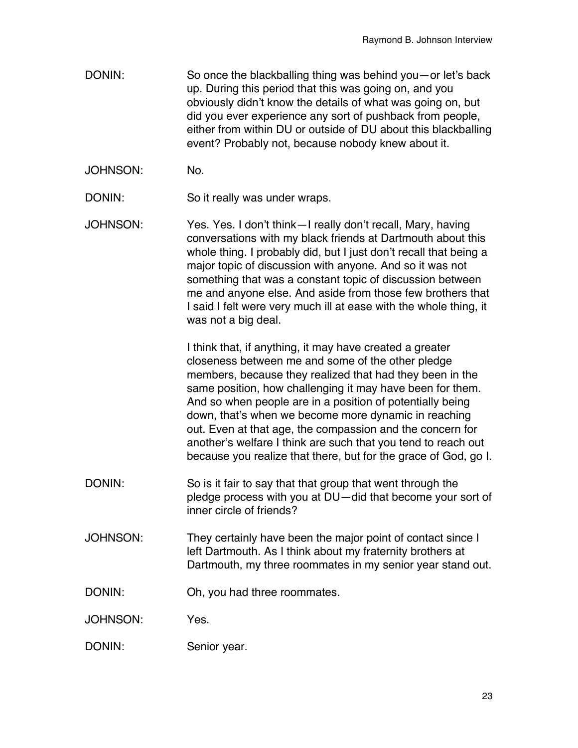DONIN: So once the blackballing thing was behind you—or let's back up. During this period that this was going on, and you obviously didn't know the details of what was going on, but did you ever experience any sort of pushback from people, either from within DU or outside of DU about this blackballing event? Probably not, because nobody knew about it.

JOHNSON: No.

DONIN: So it really was under wraps.

JOHNSON: Yes. Yes. I don't think—I really don't recall, Mary, having conversations with my black friends at Dartmouth about this whole thing. I probably did, but I just don't recall that being a major topic of discussion with anyone. And so it was not something that was a constant topic of discussion between me and anyone else. And aside from those few brothers that I said I felt were very much ill at ease with the whole thing, it was not a big deal.

I think that, if anything, it may have created a greater closeness between me and some of the other pledge members, because they realized that had they been in the same position, how challenging it may have been for them. And so when people are in a position of potentially being down, that's when we become more dynamic in reaching out. Even at that age, the compassion and the concern for another's welfare I think are such that you tend to reach out because you realize that there, but for the grace of God, go I.

DONIN: So is it fair to say that that group that went through the pledge process with you at DU—did that become your sort of inner circle of friends?

JOHNSON: They certainly have been the major point of contact since I left Dartmouth. As I think about my fraternity brothers at Dartmouth, my three roommates in my senior year stand out.

DONIN: Oh, you had three roommates.

JOHNSON: Yes.

DONIN: Senior year.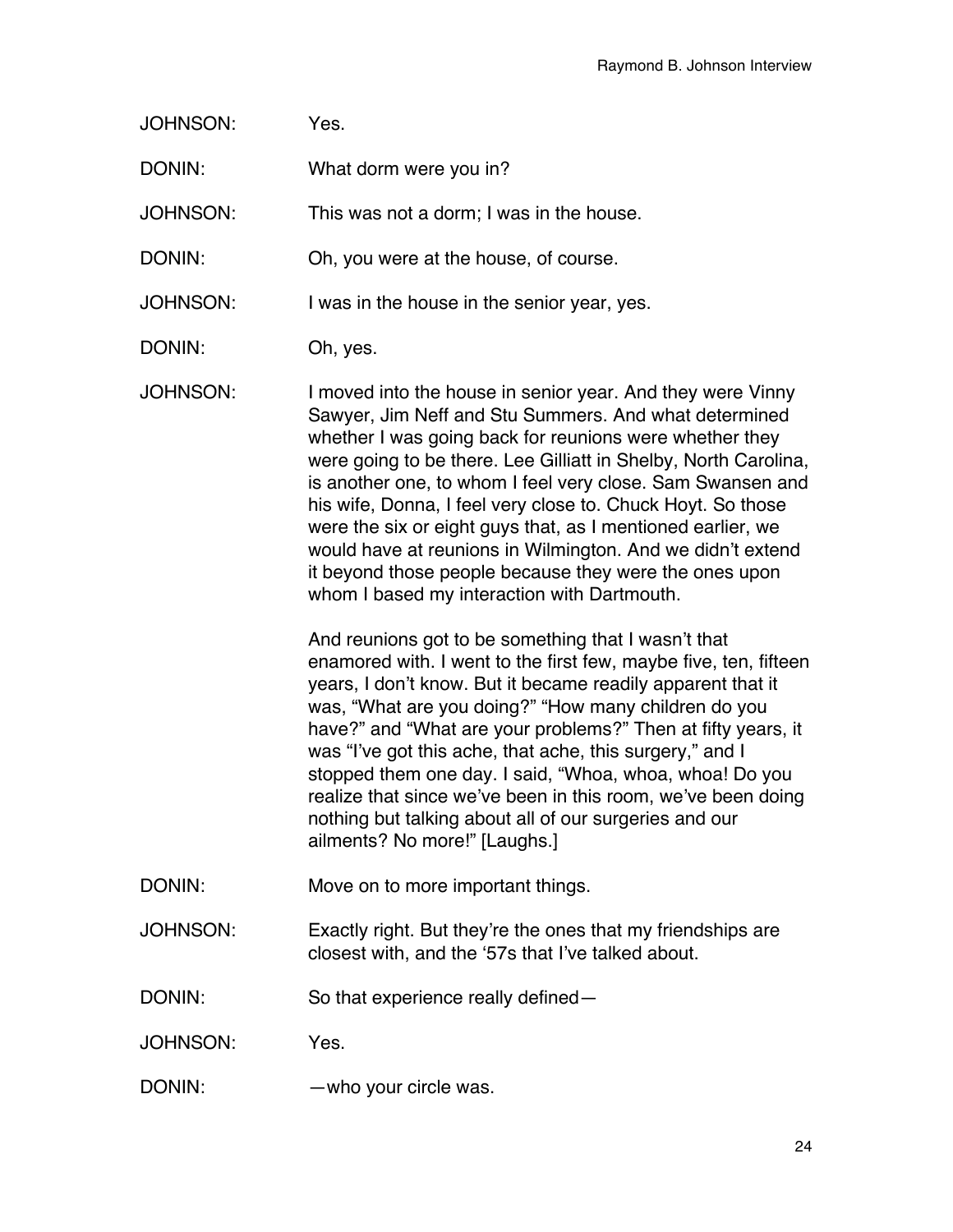JOHNSON: Yes.

DONIN: What dorm were you in?

JOHNSON: This was not a dorm; I was in the house.

DONIN: Oh, you were at the house, of course.

JOHNSON: I was in the house in the senior year, yes.

DONIN: Oh, yes.

JOHNSON: I moved into the house in senior year. And they were Vinny Sawyer, Jim Neff and Stu Summers. And what determined whether I was going back for reunions were whether they were going to be there. Lee Gilliatt in Shelby, North Carolina, is another one, to whom I feel very close. Sam Swansen and his wife, Donna, I feel very close to. Chuck Hoyt. So those were the six or eight guys that, as I mentioned earlier, we would have at reunions in Wilmington. And we didn't extend it beyond those people because they were the ones upon whom I based my interaction with Dartmouth.

And reunions got to be something that I wasn't that enamored with. I went to the first few, maybe five, ten, fifteen years, I don't know. But it became readily apparent that it was, "What are you doing?" "How many children do you have?" and "What are your problems?" Then at fifty years, it was "I've got this ache, that ache, this surgery," and I stopped them one day. I said, "Whoa, whoa, whoa! Do you realize that since we've been in this room, we've been doing nothing but talking about all of our surgeries and our ailments? No more!" [Laughs.]

DONIN: Move on to more important things.

JOHNSON: Exactly right. But they're the ones that my friendships are closest with, and the '57s that I've talked about.

DONIN: So that experience really defined—

JOHNSON: Yes.

DONIN: —who your circle was.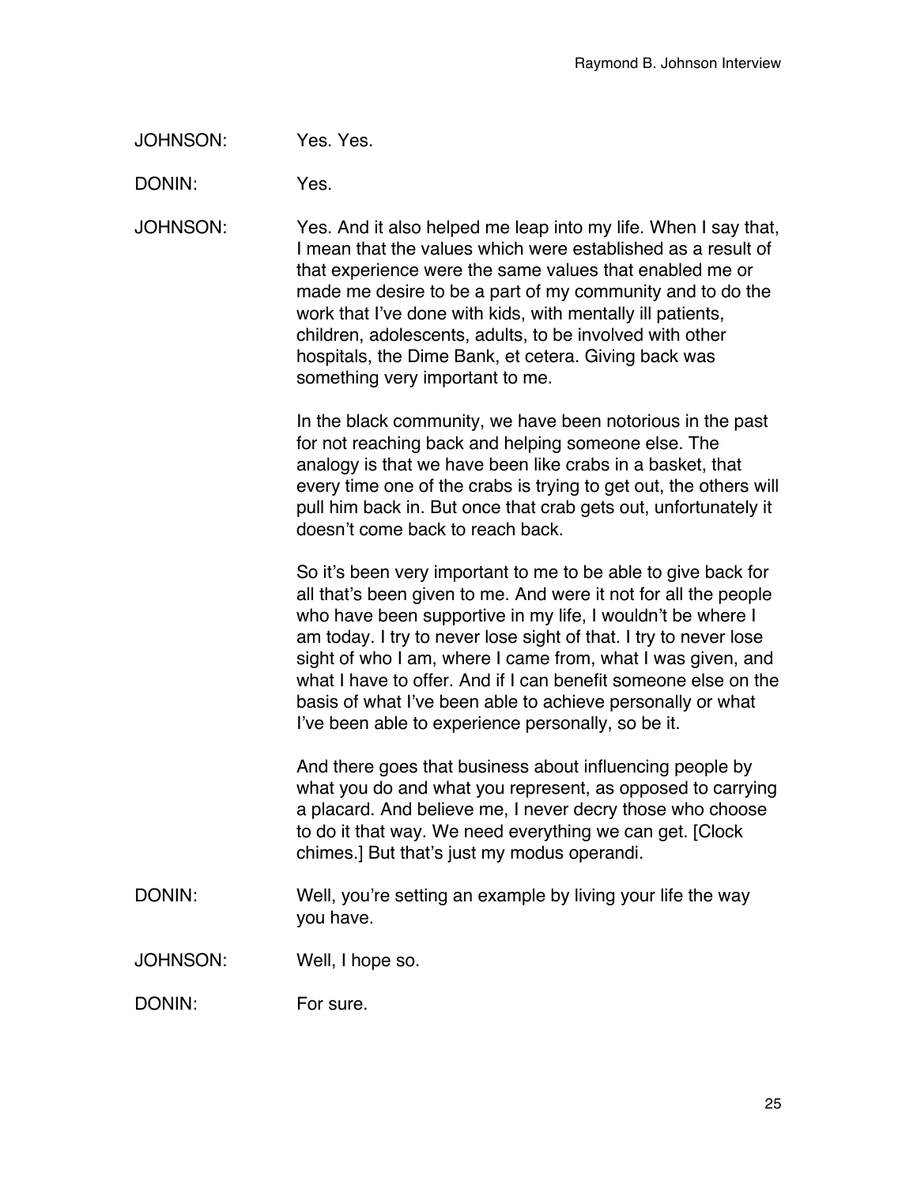JOHNSON: Yes. Yes.

DONIN: Yes.

JOHNSON: Yes. And it also helped me leap into my life. When I say that, I mean that the values which were established as a result of that experience were the same values that enabled me or made me desire to be a part of my community and to do the work that I've done with kids, with mentally ill patients, children, adolescents, adults, to be involved with other hospitals, the Dime Bank, et cetera. Giving back was something very important to me.

In the black community, we have been notorious in the past for not reaching back and helping someone else. The analogy is that we have been like crabs in a basket, that every time one of the crabs is trying to get out, the others will pull him back in. But once that crab gets out, unfortunately it doesn't come back to reach back.

So it's been very important to me to be able to give back for all that's been given to me. And were it not for all the people who have been supportive in my life, I wouldn't be where I am today. I try to never lose sight of that. I try to never lose sight of who I am, where I came from, what I was given, and what I have to offer. And if I can benefit someone else on the basis of what I've been able to achieve personally or what I've been able to experience personally, so be it.

And there goes that business about influencing people by what you do and what you represent, as opposed to carrying a placard. And believe me, I never decry those who choose to do it that way. We need everything we can get. [Clock chimes.] But that's just my modus operandi.

DONIN: Well, you're setting an example by living your life the way you have.

JOHNSON: Well, I hope so.

DONIN: For sure.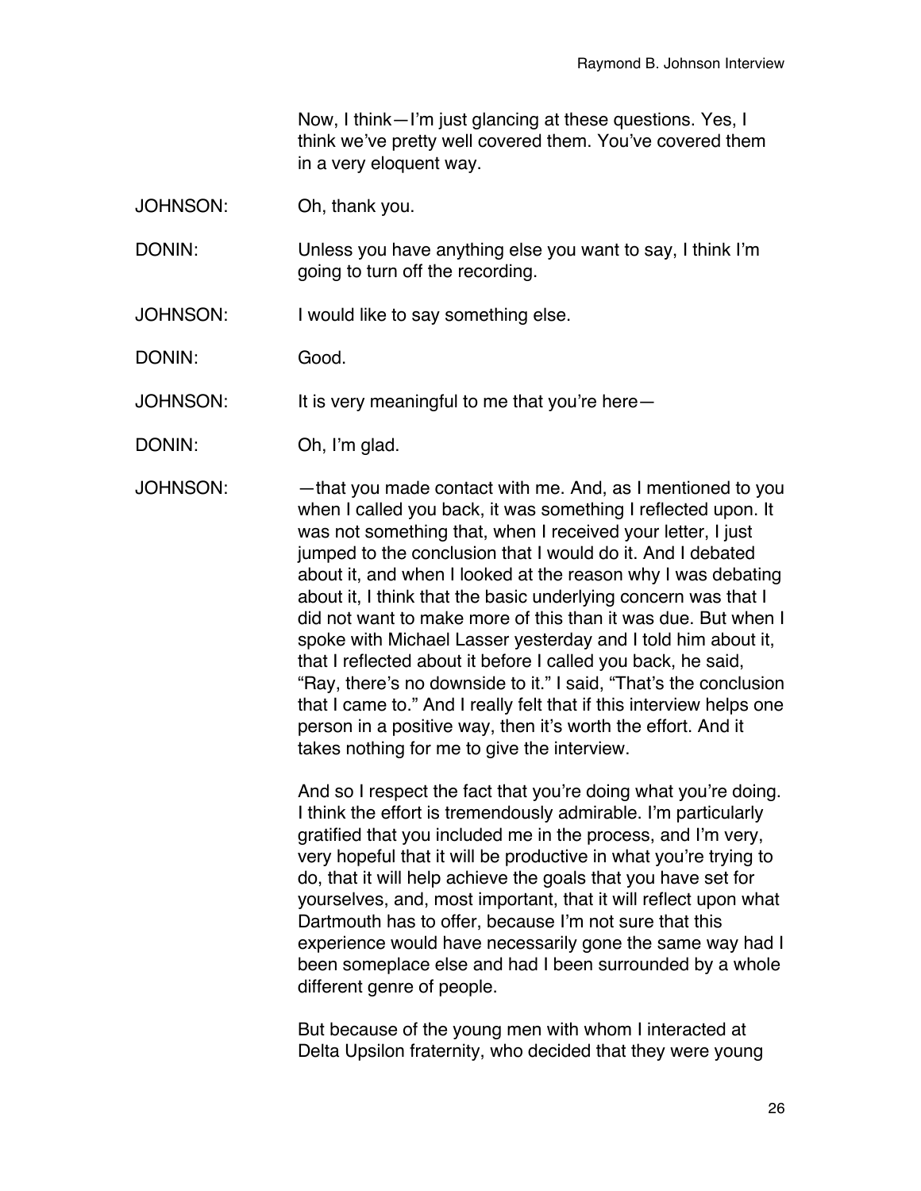Now, I think—I'm just glancing at these questions. Yes, I think we've pretty well covered them. You've covered them in a very eloquent way.

JOHNSON: Oh, thank you.

DONIN: Unless you have anything else you want to say, I think I'm going to turn off the recording.

JOHNSON: I would like to say something else.

DONIN: Good.

JOHNSON: It is very meaningful to me that you're here—

DONIN: Oh, I'm glad.

JOHNSON: —that you made contact with me. And, as I mentioned to you when I called you back, it was something I reflected upon. It was not something that, when I received your letter, I just jumped to the conclusion that I would do it. And I debated about it, and when I looked at the reason why I was debating about it, I think that the basic underlying concern was that I did not want to make more of this than it was due. But when I spoke with Michael Lasser yesterday and I told him about it, that I reflected about it before I called you back, he said, "Ray, there's no downside to it." I said, "That's the conclusion that I came to." And I really felt that if this interview helps one person in a positive way, then it's worth the effort. And it takes nothing for me to give the interview.

And so I respect the fact that you're doing what you're doing. I think the effort is tremendously admirable. I'm particularly gratified that you included me in the process, and I'm very, very hopeful that it will be productive in what you're trying to do, that it will help achieve the goals that you have set for yourselves, and, most important, that it will reflect upon what Dartmouth has to offer, because I'm not sure that this experience would have necessarily gone the same way had I been someplace else and had I been surrounded by a whole different genre of people.

But because of the young men with whom I interacted at Delta Upsilon fraternity, who decided that they were young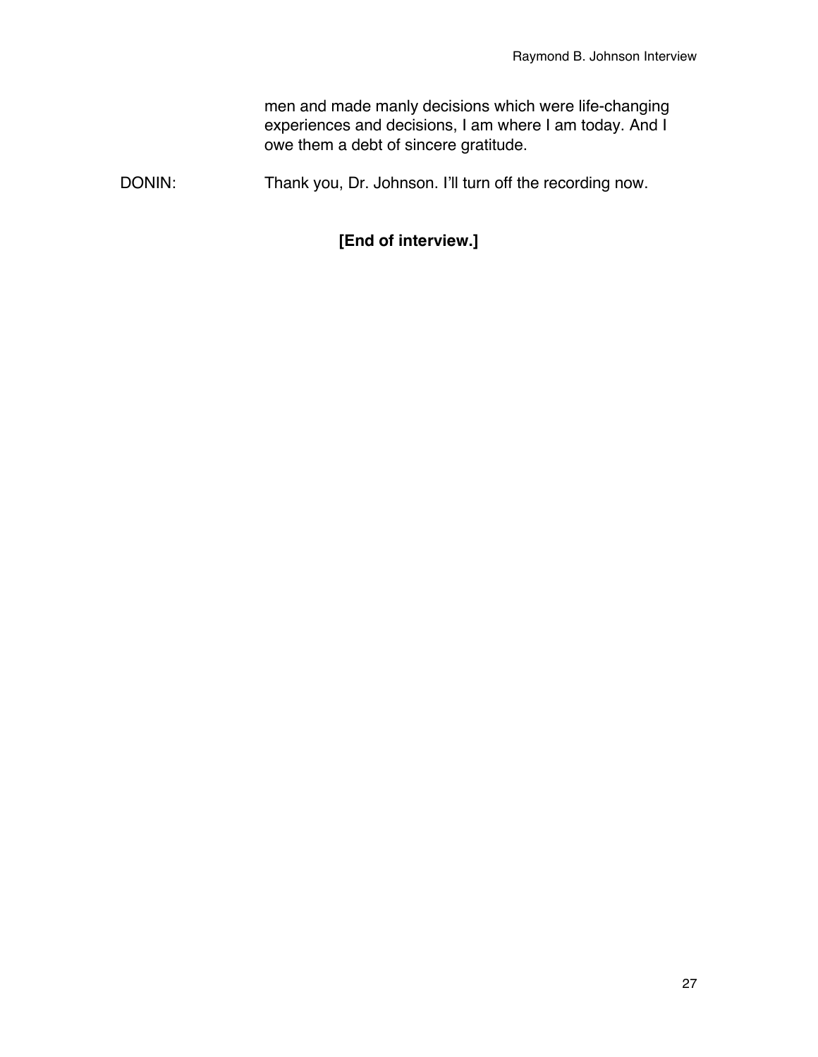men and made manly decisions which were life-changing experiences and decisions, I am where I am today. And I owe them a debt of sincere gratitude.

DONIN: Thank you, Dr. Johnson. I'll turn off the recording now.

**[End of interview.]**